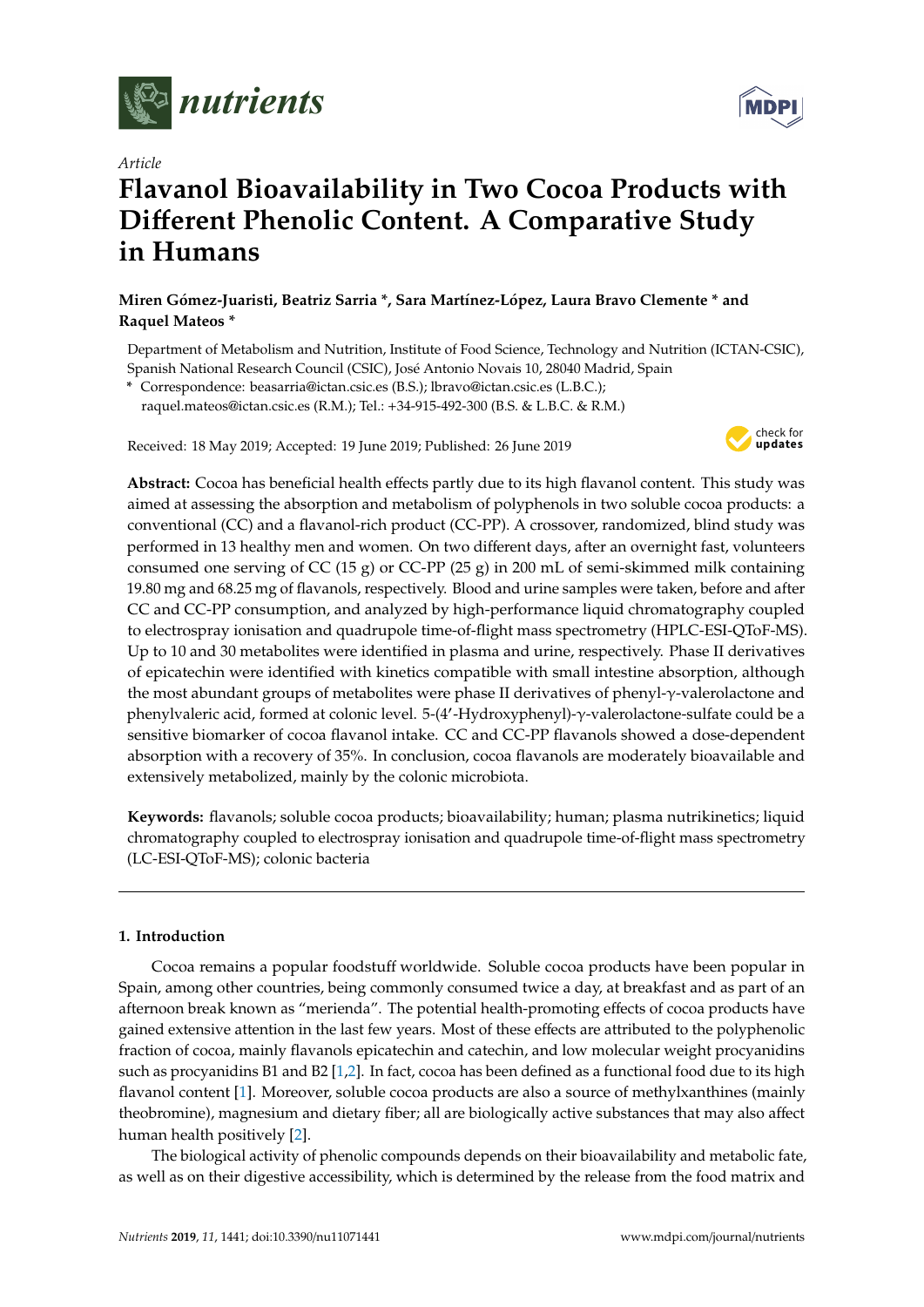*Article*

# Flavanol Bioavailability in Two Cocoa Products with Different Phenolic Content. A Comparative Study in Humans

**Miren Gómez-Juaristi, Beatriz Sarria \*, Sara Martínez-López, Laura Bravo Clemente \* and Raquel Mateos \***

Department of Metabolism and Nutrition, Institute of Food Science, Technology and Nutrition (ICTAN-CSIC), Spanish National Research Council (CSIC), José Antonio Novais 10, 28040 Madrid, Spain

\* Correspondence: beasarria@ictan.csic.es (B.S.); lbravo@ictan.csic.es (L.B.C.); raquel.mateos@ictan.csic.es (R.M.); Tel.: +34-915-492-300 (B.S. & L.B.C. & R.M.)

Received: 18 May 2019; Accepted: 19 June 2019; Published: 26 June 2019

**Abstract:** Cocoa has beneficial health effects partly due to its high flavanol content. This study was aimed at assessing the absorption and metabolism of polyphenols in two soluble cocoa products: a conventional (CC) and a flavanol-rich product (CC-PP). A crossover, randomized, blind study was performed in 13 healthy men and women. On two different days, after an overnight fast, volunteers consumed one serving of CC (15 g) or CC-PP (25 g) in 200 mL of semi-skimmed milk containing 19.80 mg and 68.25 mg of flavanols, respectively. Blood and urine samples were taken, before and after CC and CC-PP consumption, and analyzed by high-performance liquid chromatography coupled to electrospray ionisation and quadrupole time-of-flight mass spectrometry (HPLC-ESI-QToF-MS). Up to 10 and 30 metabolites were identified in plasma and urine, respectively. Phase II derivatives of epicatechin were identified with kinetics compatible with small intestine absorption, although the most abundant groups of metabolites were phase II derivatives of phenyl-γ-valerolactone and phenylvaleric acid, formed at colonic level. 5-(4′-Hydroxyphenyl)-γ-valerolactone-sulfate could be a sensitive biomarker of cocoa flavanol intake. CC and CC-PP flavanols showed a dose-dependent absorption with a recovery of 35%. In conclusion, cocoa flavanols are moderately bioavailable and extensively metabolized, mainly by the colonic microbiota.

**Keywords:** flavanols; soluble cocoa products; bioavailability; human; plasma nutrikinetics; liquid chromatography coupled to electrospray ionisation and quadrupole time-of-flight mass spectrometry (LC-ESI-QToF-MS); colonic bacteria

## 1. Introduction

Cocoa remains a popular foodstuff worldwide. Soluble cocoa products have been popular in Spain, among other countries, being commonly consumed twice a day, at breakfast and as part of an afternoon break known as "merienda". The potential health-promoting effects of cocoa products have gained extensive attention in the last few years. Most of these effects are attributed to the polyphenolic fraction of cocoa, mainly flavanols epicatechin and catechin, and low molecular weight procyanidins such as procyanidins B1 and B2 [1,2]. In fact, cocoa has been defined as a functional food due to its high flavanol content [1]. Moreover, soluble cocoa products are also a source of methylxanthines (mainly theobromine), magnesium and dietary fiber; all are biologically active substances that may also affect human health positively [2].

The biological activity of phenolic compounds depends on their bioavailability and metabolic fate, as well as on their digestive accessibility, which is determined by the release from the food matrix and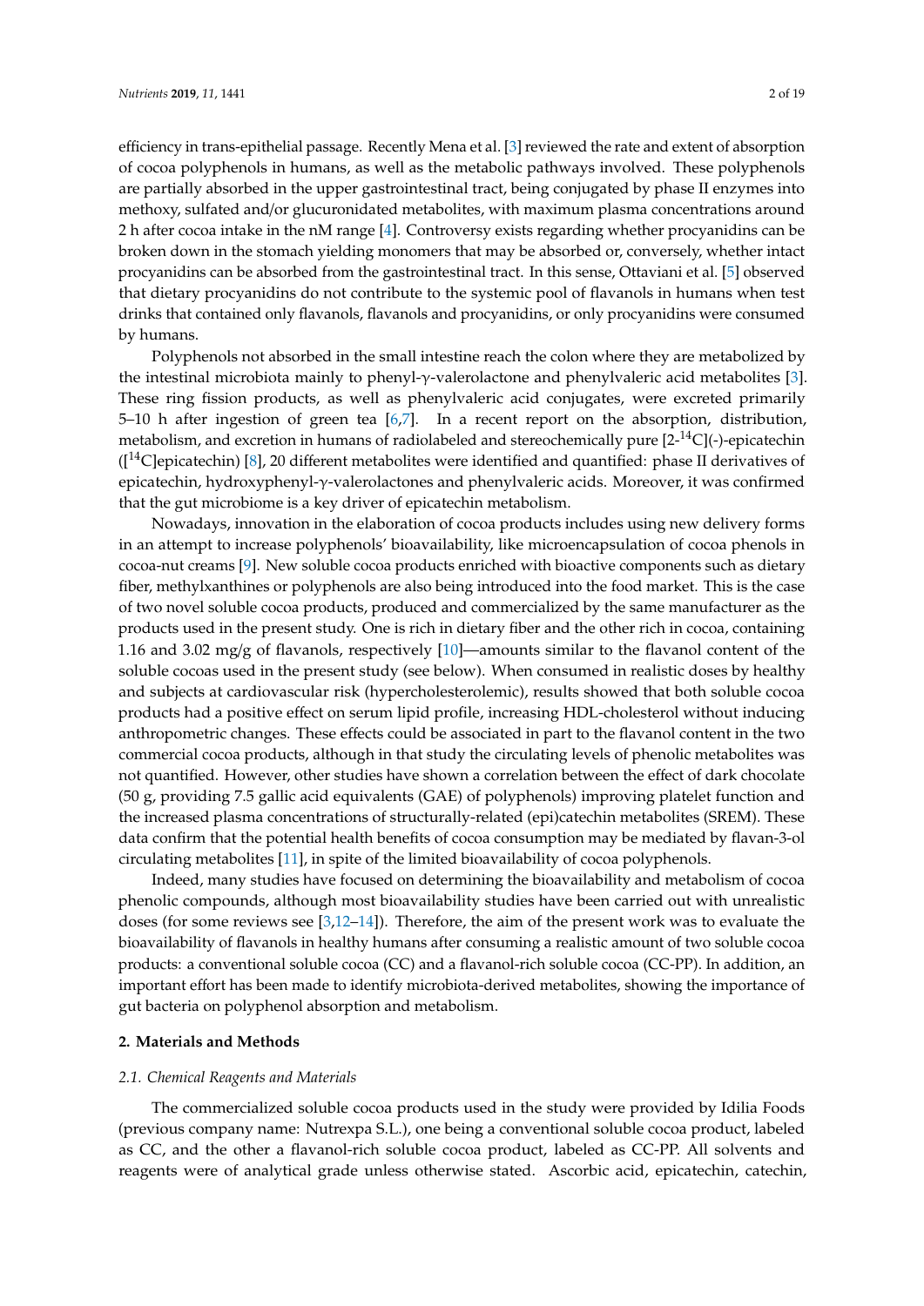efficiency in trans-epithelial passage. Recently Mena et al. [3] reviewed the rate and extent of absorption of cocoa polyphenols in humans, as well as the metabolic pathways involved. These polyphenols are partially absorbed in the upper gastrointestinal tract, being conjugated by phase II enzymes into methoxy, sulfated and/or glucuronidated metabolites, with maximum plasma concentrations around 2 h after cocoa intake in the nM range [4]. Controversy exists regarding whether procyanidins can be broken down in the stomach yielding monomers that may be absorbed or, conversely, whether intact procyanidins can be absorbed from the gastrointestinal tract. In this sense, Ottaviani et al. [5] observed that dietary procyanidins do not contribute to the systemic pool of flavanols in humans when test drinks that contained only flavanols, flavanols and procyanidins, or only procyanidins were consumed by humans.

Polyphenols not absorbed in the small intestine reach the colon where they are metabolized by the intestinal microbiota mainly to phenyl-γ-valerolactone and phenylvaleric acid metabolites [3]. These ring fission products, as well as phenylvaleric acid conjugates, were excreted primarily 5–10 h after ingestion of green tea [6,7]. In a recent report on the absorption, distribution, metabolism, and excretion in humans of radiolabeled and stereochemically pure [2-$^{14}$C](-)-epicatechin ([$^{14}$C]epicatechin) [8], 20 different metabolites were identified and quantified: phase II derivatives of epicatechin, hydroxyphenyl-γ-valerolactones and phenylvaleric acids. Moreover, it was confirmed that the gut microbiome is a key driver of epicatechin metabolism.

Nowadays, innovation in the elaboration of cocoa products includes using new delivery forms in an attempt to increase polyphenols' bioavailability, like microencapsulation of cocoa phenols in cocoa-nut creams [9]. New soluble cocoa products enriched with bioactive components such as dietary fiber, methylxanthines or polyphenols are also being introduced into the food market. This is the case of two novel soluble cocoa products, produced and commercialized by the same manufacturer as the products used in the present study. One is rich in dietary fiber and the other rich in cocoa, containing 1.16 and 3.02 mg/g of flavanols, respectively [10]—amounts similar to the flavanol content of the soluble cocoas used in the present study (see below). When consumed in realistic doses by healthy and subjects at cardiovascular risk (hypercholesterolemic), results showed that both soluble cocoa products had a positive effect on serum lipid profile, increasing HDL-cholesterol without inducing anthropometric changes. These effects could be associated in part to the flavanol content in the two commercial cocoa products, although in that study the circulating levels of phenolic metabolites was not quantified. However, other studies have shown a correlation between the effect of dark chocolate (50 g, providing 7.5 gallic acid equivalents (GAE) of polyphenols) improving platelet function and the increased plasma concentrations of structurally-related (epi)catechin metabolites (SREM). These data confirm that the potential health benefits of cocoa consumption may be mediated by flavan-3-ol circulating metabolites [11], in spite of the limited bioavailability of cocoa polyphenols.

Indeed, many studies have focused on determining the bioavailability and metabolism of cocoa phenolic compounds, although most bioavailability studies have been carried out with unrealistic doses (for some reviews see [3,12–14]). Therefore, the aim of the present work was to evaluate the bioavailability of flavanols in healthy humans after consuming a realistic amount of two soluble cocoa products: a conventional soluble cocoa (CC) and a flavanol-rich soluble cocoa (CC-PP). In addition, an important effort has been made to identify microbiota-derived metabolites, showing the importance of gut bacteria on polyphenol absorption and metabolism.

## 2. Materials and Methods

### 2.1. Chemical Reagents and Materials

The commercialized soluble cocoa products used in the study were provided by Idilia Foods (previous company name: Nutrexpa S.L.), one being a conventional soluble cocoa product, labeled as CC, and the other a flavanol-rich soluble cocoa product, labeled as CC-PP. All solvents and reagents were of analytical grade unless otherwise stated. Ascorbic acid, epicatechin, catechin,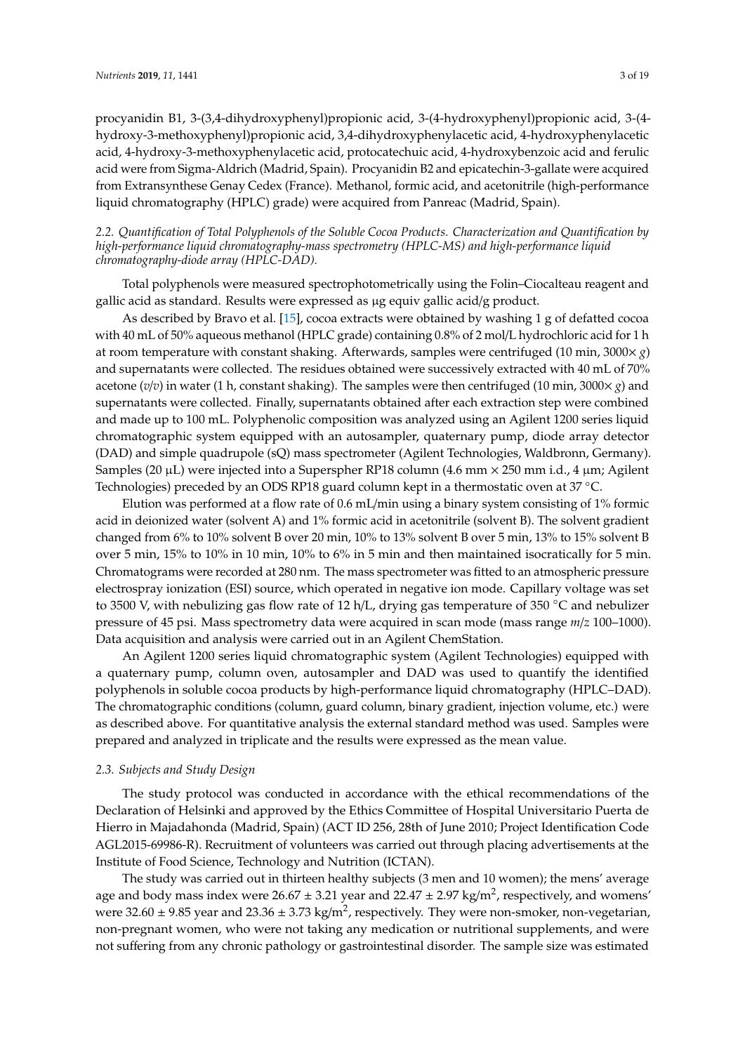procyanidin B1, 3-(3,4-dihydroxyphenyl)propionic acid, 3-(4-hydroxyphenyl)propionic acid, 3-(4-hydroxy-3-methoxyphenyl)propionic acid, 3,4-dihydroxyphenylacetic acid, 4-hydroxyphenylacetic acid, 4-hydroxy-3-methoxyphenylacetic acid, protocatechuic acid, 4-hydroxybenzoic acid and ferulic acid were from Sigma-Aldrich (Madrid, Spain). Procyanidin B2 and epicatechin-3-gallate were acquired from Extransynthese Genay Cedex (France). Methanol, formic acid, and acetonitrile (high-performance liquid chromatography (HPLC) grade) were acquired from Panreac (Madrid, Spain).

### *2.2. Quantification of Total Polyphenols of the Soluble Cocoa Products. Characterization and Quantification by high-performance liquid chromatography-mass spectrometry (HPLC-MS) and high-performance liquid chromatography-diode array (HPLC-DAD).*

Total polyphenols were measured spectrophotometrically using the Folin–Ciocalteau reagent and gallic acid as standard. Results were expressed as μg equiv gallic acid/g product.

As described by Bravo et al. [15], cocoa extracts were obtained by washing 1 g of defatted cocoa with 40 mL of 50% aqueous methanol (HPLC grade) containing 0.8% of 2 mol/L hydrochloric acid for 1 h at room temperature with constant shaking. Afterwards, samples were centrifuged (10 min, 3000× *g*) and supernatants were collected. The residues obtained were successively extracted with 40 mL of 70% acetone (*v*/*v*) in water (1 h, constant shaking). The samples were then centrifuged (10 min, 3000× *g*) and supernatants were collected. Finally, supernatants obtained after each extraction step were combined and made up to 100 mL. Polyphenolic composition was analyzed using an Agilent 1200 series liquid chromatographic system equipped with an autosampler, quaternary pump, diode array detector (DAD) and simple quadrupole (sQ) mass spectrometer (Agilent Technologies, Waldbronn, Germany). Samples (20 μL) were injected into a Superspher RP18 column (4.6 mm × 250 mm i.d., 4 μm; Agilent Technologies) preceded by an ODS RP18 guard column kept in a thermostatic oven at 37 °C.

Elution was performed at a flow rate of 0.6 mL/min using a binary system consisting of 1% formic acid in deionized water (solvent A) and 1% formic acid in acetonitrile (solvent B). The solvent gradient changed from 6% to 10% solvent B over 20 min, 10% to 13% solvent B over 5 min, 13% to 15% solvent B over 5 min, 15% to 10% in 10 min, 10% to 6% in 5 min and then maintained isocratically for 5 min. Chromatograms were recorded at 280 nm. The mass spectrometer was fitted to an atmospheric pressure electrospray ionization (ESI) source, which operated in negative ion mode. Capillary voltage was set to 3500 V, with nebulizing gas flow rate of 12 h/L, drying gas temperature of 350 °C and nebulizer pressure of 45 psi. Mass spectrometry data were acquired in scan mode (mass range *m*/*z* 100–1000). Data acquisition and analysis were carried out in an Agilent ChemStation.

An Agilent 1200 series liquid chromatographic system (Agilent Technologies) equipped with a quaternary pump, column oven, autosampler and DAD was used to quantify the identified polyphenols in soluble cocoa products by high-performance liquid chromatography (HPLC–DAD). The chromatographic conditions (column, guard column, binary gradient, injection volume, etc.) were as described above. For quantitative analysis the external standard method was used. Samples were prepared and analyzed in triplicate and the results were expressed as the mean value.

### *2.3. Subjects and Study Design*

The study protocol was conducted in accordance with the ethical recommendations of the Declaration of Helsinki and approved by the Ethics Committee of Hospital Universitario Puerta de Hierro in Majadahonda (Madrid, Spain) (ACT ID 256, 28th of June 2010; Project Identification Code AGL2015-69986-R). Recruitment of volunteers was carried out through placing advertisements at the Institute of Food Science, Technology and Nutrition (ICTAN).

The study was carried out in thirteen healthy subjects (3 men and 10 women); the mens' average age and body mass index were 26.67 ± 3.21 year and 22.47 ± 2.97 kg/m$^2$, respectively, and womens' were 32.60 ± 9.85 year and 23.36 ± 3.73 kg/m$^2$, respectively. They were non-smoker, non-vegetarian, non-pregnant women, who were not taking any medication or nutritional supplements, and were not suffering from any chronic pathology or gastrointestinal disorder. The sample size was estimated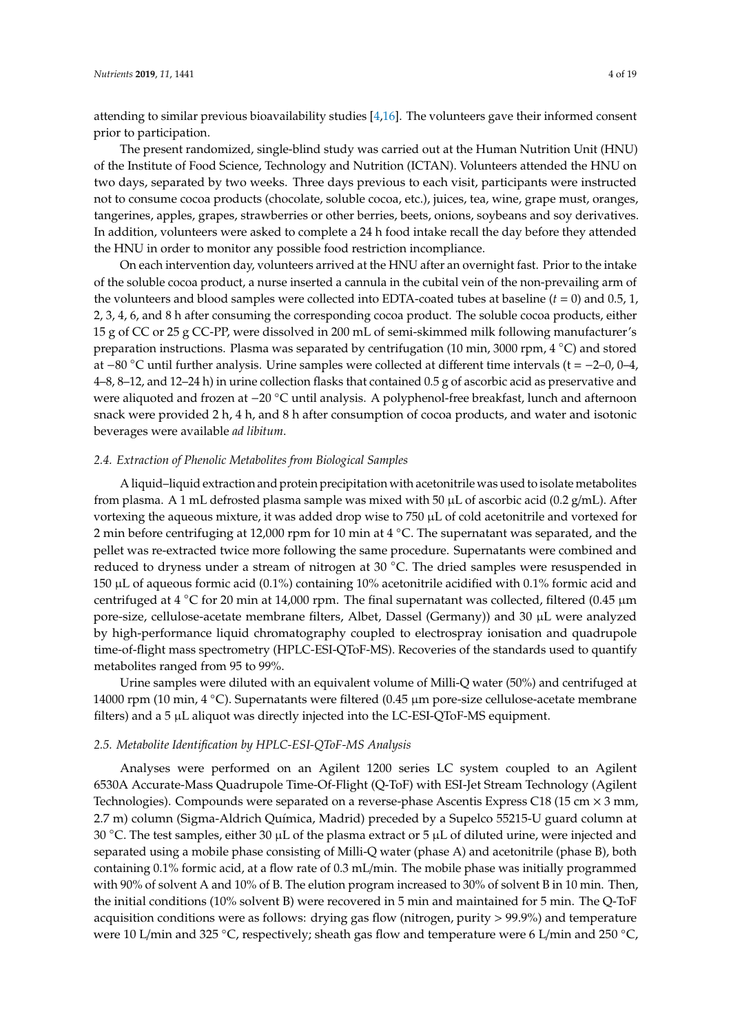attending to similar previous bioavailability studies [4,16]. The volunteers gave their informed consent prior to participation.

The present randomized, single-blind study was carried out at the Human Nutrition Unit (HNU) of the Institute of Food Science, Technology and Nutrition (ICTAN). Volunteers attended the HNU on two days, separated by two weeks. Three days previous to each visit, participants were instructed not to consume cocoa products (chocolate, soluble cocoa, etc.), juices, tea, wine, grape must, oranges, tangerines, apples, grapes, strawberries or other berries, beets, onions, soybeans and soy derivatives. In addition, volunteers were asked to complete a 24 h food intake recall the day before they attended the HNU in order to monitor any possible food restriction incompliance.

On each intervention day, volunteers arrived at the HNU after an overnight fast. Prior to the intake of the soluble cocoa product, a nurse inserted a cannula in the cubital vein of the non-prevailing arm of the volunteers and blood samples were collected into EDTA-coated tubes at baseline ($t = 0$) and 0.5, 1, 2, 3, 4, 6, and 8 h after consuming the corresponding cocoa product. The soluble cocoa products, either 15 g of CC or 25 g CC-PP, were dissolved in 200 mL of semi-skimmed milk following manufacturer's preparation instructions. Plasma was separated by centrifugation (10 min, 3000 rpm, 4 °C) and stored at −80 °C until further analysis. Urine samples were collected at different time intervals (t = −2–0, 0–4, 4–8, 8–12, and 12–24 h) in urine collection flasks that contained 0.5 g of ascorbic acid as preservative and were aliquoted and frozen at −20 °C until analysis. A polyphenol-free breakfast, lunch and afternoon snack were provided 2 h, 4 h, and 8 h after consumption of cocoa products, and water and isotonic beverages were available *ad libitum*.

### 2.4. Extraction of Phenolic Metabolites from Biological Samples

A liquid–liquid extraction and protein precipitation with acetonitrile was used to isolate metabolites from plasma. A 1 mL defrosted plasma sample was mixed with 50 µL of ascorbic acid (0.2 g/mL). After vortexing the aqueous mixture, it was added drop wise to 750 µL of cold acetonitrile and vortexed for 2 min before centrifuging at 12,000 rpm for 10 min at 4 °C. The supernatant was separated, and the pellet was re-extracted twice more following the same procedure. Supernatants were combined and reduced to dryness under a stream of nitrogen at 30 °C. The dried samples were resuspended in 150 µL of aqueous formic acid (0.1%) containing 10% acetonitrile acidified with 0.1% formic acid and centrifuged at 4 °C for 20 min at 14,000 rpm. The final supernatant was collected, filtered (0.45 µm pore-size, cellulose-acetate membrane filters, Albet, Dassel (Germany)) and 30 µL were analyzed by high-performance liquid chromatography coupled to electrospray ionisation and quadrupole time-of-flight mass spectrometry (HPLC-ESI-QToF-MS). Recoveries of the standards used to quantify metabolites ranged from 95 to 99%.

Urine samples were diluted with an equivalent volume of Milli-Q water (50%) and centrifuged at 14000 rpm (10 min, 4 °C). Supernatants were filtered (0.45 µm pore-size cellulose-acetate membrane filters) and a 5 µL aliquot was directly injected into the LC-ESI-QToF-MS equipment.

### 2.5. Metabolite Identification by HPLC-ESI-QToF-MS Analysis

Analyses were performed on an Agilent 1200 series LC system coupled to an Agilent 6530A Accurate-Mass Quadrupole Time-Of-Flight (Q-ToF) with ESI-Jet Stream Technology (Agilent Technologies). Compounds were separated on a reverse-phase Ascentis Express C18 (15 cm × 3 mm, 2.7 m) column (Sigma-Aldrich Química, Madrid) preceded by a Supelco 55215-U guard column at 30 °C. The test samples, either 30 µL of the plasma extract or 5 µL of diluted urine, were injected and separated using a mobile phase consisting of Milli-Q water (phase A) and acetonitrile (phase B), both containing 0.1% formic acid, at a flow rate of 0.3 mL/min. The mobile phase was initially programmed with 90% of solvent A and 10% of B. The elution program increased to 30% of solvent B in 10 min. Then, the initial conditions (10% solvent B) were recovered in 5 min and maintained for 5 min. The Q-ToF acquisition conditions were as follows: drying gas flow (nitrogen, purity > 99.9%) and temperature were 10 L/min and 325 °C, respectively; sheath gas flow and temperature were 6 L/min and 250 °C,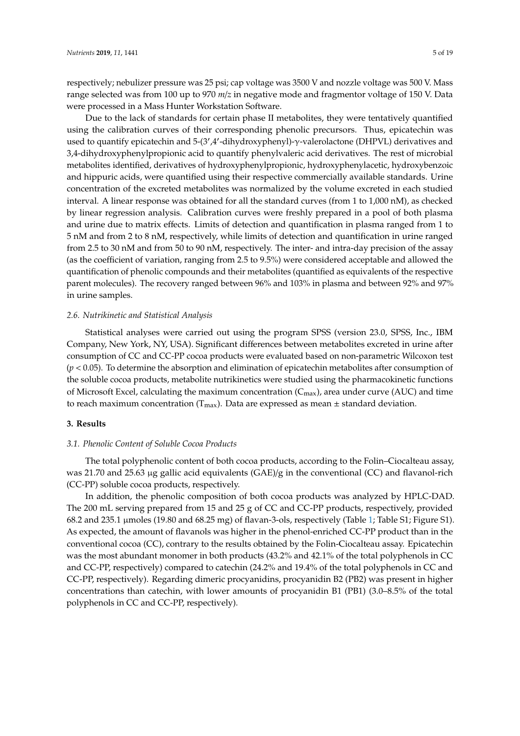respectively; nebulizer pressure was 25 psi; cap voltage was 3500 V and nozzle voltage was 500 V. Mass range selected was from 100 up to 970 *m*/*z* in negative mode and fragmentor voltage of 150 V. Data were processed in a Mass Hunter Workstation Software.

Due to the lack of standards for certain phase II metabolites, they were tentatively quantified using the calibration curves of their corresponding phenolic precursors. Thus, epicatechin was used to quantify epicatechin and 5-(3′,4′-dihydroxyphenyl)-γ-valerolactone (DHPVL) derivatives and 3,4-dihydroxyphenylpropionic acid to quantify phenylvaleric acid derivatives. The rest of microbial metabolites identified, derivatives of hydroxyphenylpropionic, hydroxyphenylacetic, hydroxybenzoic and hippuric acids, were quantified using their respective commercially available standards. Urine concentration of the excreted metabolites was normalized by the volume excreted in each studied interval. A linear response was obtained for all the standard curves (from 1 to 1,000 nM), as checked by linear regression analysis. Calibration curves were freshly prepared in a pool of both plasma and urine due to matrix effects. Limits of detection and quantification in plasma ranged from 1 to 5 nM and from 2 to 8 nM, respectively, while limits of detection and quantification in urine ranged from 2.5 to 30 nM and from 50 to 90 nM, respectively. The inter- and intra-day precision of the assay (as the coefficient of variation, ranging from 2.5 to 9.5%) were considered acceptable and allowed the quantification of phenolic compounds and their metabolites (quantified as equivalents of the respective parent molecules). The recovery ranged between 96% and 103% in plasma and between 92% and 97% in urine samples.

### *2.6. Nutrikinetic and Statistical Analysis*

Statistical analyses were carried out using the program SPSS (version 23.0, SPSS, Inc., IBM Company, New York, NY, USA). Significant differences between metabolites excreted in urine after consumption of CC and CC-PP cocoa products were evaluated based on non-parametric Wilcoxon test ($p < 0.05$). To determine the absorption and elimination of epicatechin metabolites after consumption of the soluble cocoa products, metabolite nutrikinetics were studied using the pharmacokinetic functions of Microsoft Excel, calculating the maximum concentration ($C_{max}$), area under curve (AUC) and time to reach maximum concentration ($T_{max}$). Data are expressed as mean ± standard deviation.

## **3. Results**

### *3.1. Phenolic Content of Soluble Cocoa Products*

The total polyphenolic content of both cocoa products, according to the Folin–Ciocalteau assay, was 21.70 and 25.63 μg gallic acid equivalents (GAE)/g in the conventional (CC) and flavanol-rich (CC-PP) soluble cocoa products, respectively.

In addition, the phenolic composition of both cocoa products was analyzed by HPLC-DAD. The 200 mL serving prepared from 15 and 25 g of CC and CC-PP products, respectively, provided 68.2 and 235.1 μmoles (19.80 and 68.25 mg) of flavan-3-ols, respectively (Table 1; Table S1; Figure S1). As expected, the amount of flavanols was higher in the phenol-enriched CC-PP product than in the conventional cocoa (CC), contrary to the results obtained by the Folin-Ciocalteau assay. Epicatechin was the most abundant monomer in both products (43.2% and 42.1% of the total polyphenols in CC and CC-PP, respectively) compared to catechin (24.2% and 19.4% of the total polyphenols in CC and CC-PP, respectively). Regarding dimeric procyanidins, procyanidin B2 (PB2) was present in higher concentrations than catechin, with lower amounts of procyanidin B1 (PB1) (3.0–8.5% of the total polyphenols in CC and CC-PP, respectively).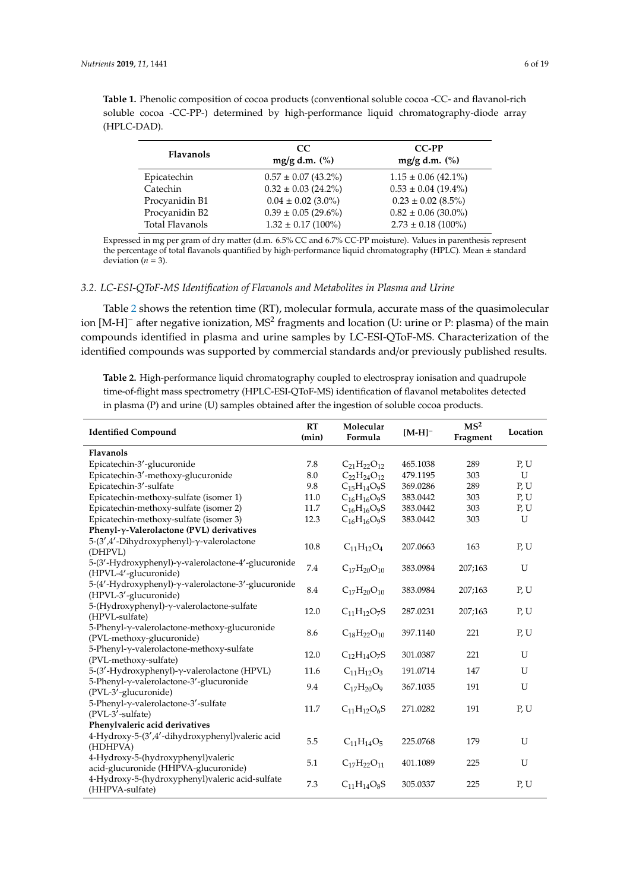**Table 1.** Phenolic composition of cocoa products (conventional soluble cocoa -CC- and flavanol-rich soluble cocoa -CC-PP-) determined by high-performance liquid chromatography-diode array (HPLC-DAD).

| Flavanols | CC mg/g d.m. (%) | CC-PP mg/g d.m. (%) |
|---|---|---|
| Epicatechin | 0.57 ± 0.07 (43.2%) | 1.15 ± 0.06 (42.1%) |
| Catechin | 0.32 ± 0.03 (24.2%) | 0.53 ± 0.04 (19.4%) |
| Procyanidin B1 | 0.04 ± 0.02 (3.0%) | 0.23 ± 0.02 (8.5%) |
| Procyanidin B2 | 0.39 ± 0.05 (29.6%) | 0.82 ± 0.06 (30.0%) |
| Total Flavanols | 1.32 ± 0.17 (100%) | 2.73 ± 0.18 (100%) |

Expressed in mg per gram of dry matter (d.m. 6.5% CC and 6.7% CC-PP moisture). Values in parenthesis represent the percentage of total flavanols quantified by high-performance liquid chromatography (HPLC). Mean ± standard deviation ($n = 3$).

### 3.2. LC-ESI-QToF-MS Identification of Flavanols and Metabolites in Plasma and Urine

Table 2 shows the retention time (RT), molecular formula, accurate mass of the quasimolecular ion $[M-H]^-$ after negative ionization, $MS^2$ fragments and location (U: urine or P: plasma) of the main compounds identified in plasma and urine samples by LC-ESI-QToF-MS. Characterization of the identified compounds was supported by commercial standards and/or previously published results.

**Table 2.** High-performance liquid chromatography coupled to electrospray ionisation and quadrupole time-of-flight mass spectrometry (HPLC-ESI-QToF-MS) identification of flavanol metabolites detected in plasma (P) and urine (U) samples obtained after the ingestion of soluble cocoa products.

| Identified Compound | RT (min) | Molecular Formula | $[M-H]^-$ | $MS^2$ Fragment | Location |
|---|---|---|---|---|---|
| **Flavanols** | | | | | |
| Epicatechin-3′-glucuronide | 7.8 | $C_{21}H_{22}O_{12}$ | 465.1038 | 289 | P, U |
| Epicatechin-3′-methoxy-glucuronide | 8.0 | $C_{22}H_{24}O_{12}$ | 479.1195 | 303 | U |
| Epicatechin-3′-sulfate | 9.8 | $C_{15}H_{14}O_9S$ | 369.0286 | 289 | P, U |
| Epicatechin-methoxy-sulfate (isomer 1) | 11.0 | $C_{16}H_{16}O_9S$ | 383.0442 | 303 | P, U |
| Epicatechin-methoxy-sulfate (isomer 2) | 11.7 | $C_{16}H_{16}O_9S$ | 383.0442 | 303 | P, U |
| Epicatechin-methoxy-sulfate (isomer 3) | 12.3 | $C_{16}H_{16}O_9S$ | 383.0442 | 303 | U |
| **Phenyl-γ-Valerolactone (PVL) derivatives** | | | | | |
| 5-(3′,4′-Dihydroxyphenyl)-γ-valerolactone (DHPVL) | 10.8 | $C_{11}H_{12}O_4$ | 207.0663 | 163 | P, U |
| 5-(3′-Hydroxyphenyl)-γ-valerolactone-4′-glucuronide (HPVL-4′-glucuronide) | 7.4 | $C_{17}H_{20}O_{10}$ | 383.0984 | 207;163 | U |
| 5-(4′-Hydroxyphenyl)-γ-valerolactone-3′-glucuronide (HPVL-3′-glucuronide) | 8.4 | $C_{17}H_{20}O_{10}$ | 383.0984 | 207;163 | P, U |
| 5-(Hydroxyphenyl)-γ-valerolactone-sulfate (HPVL-sulfate) | 12.0 | $C_{11}H_{12}O_7S$ | 287.0231 | 207;163 | P, U |
| 5-Phenyl-γ-valerolactone-methoxy-glucuronide (PVL-methoxy-glucuronide) | 8.6 | $C_{18}H_{22}O_{10}$ | 397.1140 | 221 | P, U |
| 5-Phenyl-γ-valerolactone-methoxy-sulfate (PVL-methoxy-sulfate) | 12.0 | $C_{12}H_{14}O_7S$ | 301.0387 | 221 | U |
| 5-(3′-Hydroxyphenyl)-γ-valerolactone (HPVL) | 11.6 | $C_{11}H_{12}O_3$ | 191.0714 | 147 | U |
| 5-Phenyl-γ-valerolactone-3′-glucuronide (PVL-3′-glucuronide) | 9.4 | $C_{17}H_{20}O_9$ | 367.1035 | 191 | U |
| 5-Phenyl-γ-valerolactone-3′-sulfate (PVL-3′-sulfate) | 11.7 | $C_{11}H_{12}O_6S$ | 271.0282 | 191 | P, U |
| **Phenylvaleric acid derivatives** | | | | | |
| 4-Hydroxy-5-(3′,4′-dihydroxyphenyl)valeric acid (HDHPVA) | 5.5 | $C_{11}H_{14}O_5$ | 225.0768 | 179 | U |
| 4-Hydroxy-5-(hydroxyphenyl)valeric acid-glucuronide (HHPVA-glucuronide) | 5.1 | $C_{17}H_{22}O_{11}$ | 401.1089 | 225 | U |
| 4-Hydroxy-5-(hydroxyphenyl)valeric acid-sulfate (HHPVA-sulfate) | 7.3 | $C_{11}H_{14}O_8S$ | 305.0337 | 225 | P, U |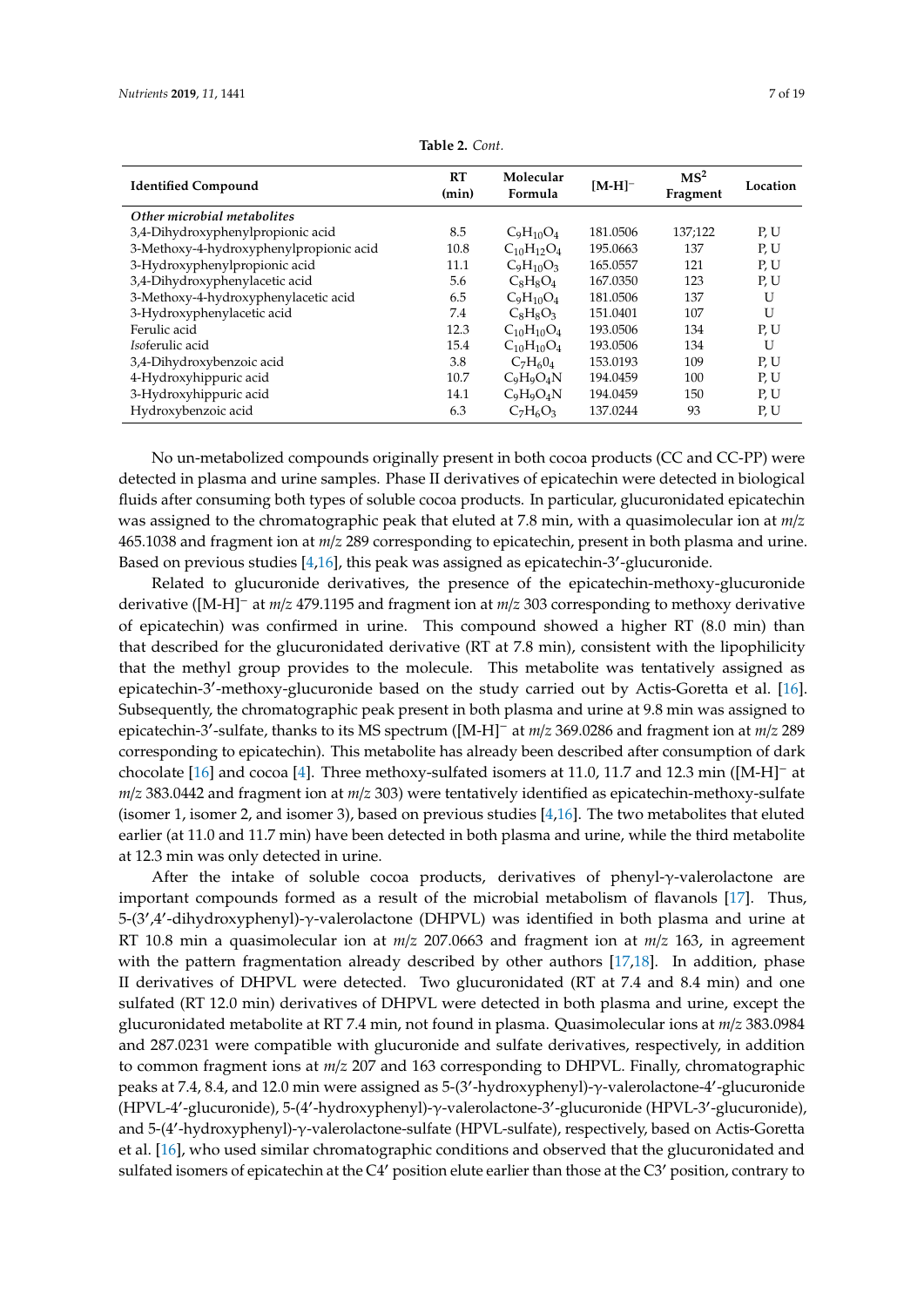**Table 2.** *Cont.*

| Identified Compound | RT (min) | Molecular Formula | $[M-H]^-$ | $MS^2$ Fragment | Location |
|---|---|---|---|---|---|
| ***Other microbial metabolites*** | | | | | |
| 3,4-Dihydroxyphenylpropionic acid | 8.5 | $C_9H_{10}O_4$ | 181.0506 | 137;122 | P, U |
| 3-Methoxy-4-hydroxyphenylpropionic acid | 10.8 | $C_{10}H_{12}O_4$ | 195.0663 | 137 | P, U |
| 3-Hydroxyphenylpropionic acid | 11.1 | $C_9H_{10}O_3$ | 165.0557 | 121 | P, U |
| 3,4-Dihydroxyphenylacetic acid | 5.6 | $C_8H_8O_4$ | 167.0350 | 123 | P, U |
| 3-Methoxy-4-hydroxyphenylacetic acid | 6.5 | $C_9H_{10}O_4$ | 181.0506 | 137 | U |
| 3-Hydroxyphenylacetic acid | 7.4 | $C_8H_8O_3$ | 151.0401 | 107 | U |
| Ferulic acid | 12.3 | $C_{10}H_{10}O_4$ | 193.0506 | 134 | P, U |
| *Iso*ferulic acid | 15.4 | $C_{10}H_{10}O_4$ | 193.0506 | 134 | U |
| 3,4-Dihydroxybenzoic acid | 3.8 | $C_7H_60_4$ | 153.0193 | 109 | P, U |
| 4-Hydroxyhippuric acid | 10.7 | $C_9H_9O_4N$ | 194.0459 | 100 | P, U |
| 3-Hydroxyhippuric acid | 14.1 | $C_9H_9O_4N$ | 194.0459 | 150 | P, U |
| Hydroxybenzoic acid | 6.3 | $C_7H_6O_3$ | 137.0244 | 93 | P, U |

No un-metabolized compounds originally present in both cocoa products (CC and CC-PP) were detected in plasma and urine samples. Phase II derivatives of epicatechin were detected in biological fluids after consuming both types of soluble cocoa products. In particular, glucuronidated epicatechin was assigned to the chromatographic peak that eluted at 7.8 min, with a quasimolecular ion at *m/z* 465.1038 and fragment ion at *m/z* 289 corresponding to epicatechin, present in both plasma and urine. Based on previous studies [4,16], this peak was assigned as epicatechin-3′-glucuronide.

Related to glucuronide derivatives, the presence of the epicatechin-methoxy-glucuronide derivative ($[M-H]^-$ at *m/z* 479.1195 and fragment ion at *m/z* 303 corresponding to methoxy derivative of epicatechin) was confirmed in urine. This compound showed a higher RT (8.0 min) than that described for the glucuronidated derivative (RT at 7.8 min), consistent with the lipophilicity that the methyl group provides to the molecule. This metabolite was tentatively assigned as epicatechin-3′-methoxy-glucuronide based on the study carried out by Actis-Goretta et al. [16]. Subsequently, the chromatographic peak present in both plasma and urine at 9.8 min was assigned to epicatechin-3′-sulfate, thanks to its MS spectrum ($[M-H]^-$ at *m/z* 369.0286 and fragment ion at *m/z* 289 corresponding to epicatechin). This metabolite has already been described after consumption of dark chocolate [16] and cocoa [4]. Three methoxy-sulfated isomers at 11.0, 11.7 and 12.3 min ($[M-H]^-$ at *m/z* 383.0442 and fragment ion at *m/z* 303) were tentatively identified as epicatechin-methoxy-sulfate (isomer 1, isomer 2, and isomer 3), based on previous studies [4,16]. The two metabolites that eluted earlier (at 11.0 and 11.7 min) have been detected in both plasma and urine, while the third metabolite at 12.3 min was only detected in urine.

After the intake of soluble cocoa products, derivatives of phenyl-γ-valerolactone are important compounds formed as a result of the microbial metabolism of flavanols [17]. Thus, 5-(3′,4′-dihydroxyphenyl)-γ-valerolactone (DHPVL) was identified in both plasma and urine at RT 10.8 min a quasimolecular ion at *m/z* 207.0663 and fragment ion at *m/z* 163, in agreement with the pattern fragmentation already described by other authors [17,18]. In addition, phase II derivatives of DHPVL were detected. Two glucuronidated (RT at 7.4 and 8.4 min) and one sulfated (RT 12.0 min) derivatives of DHPVL were detected in both plasma and urine, except the glucuronidated metabolite at RT 7.4 min, not found in plasma. Quasimolecular ions at *m/z* 383.0984 and 287.0231 were compatible with glucuronide and sulfate derivatives, respectively, in addition to common fragment ions at *m/z* 207 and 163 corresponding to DHPVL. Finally, chromatographic peaks at 7.4, 8.4, and 12.0 min were assigned as 5-(3′-hydroxyphenyl)-γ-valerolactone-4′-glucuronide (HPVL-4′-glucuronide), 5-(4′-hydroxyphenyl)-γ-valerolactone-3′-glucuronide (HPVL-3′-glucuronide), and 5-(4′-hydroxyphenyl)-γ-valerolactone-sulfate (HPVL-sulfate), respectively, based on Actis-Goretta et al. [16], who used similar chromatographic conditions and observed that the glucuronidated and sulfated isomers of epicatechin at the C4′ position elute earlier than those at the C3′ position, contrary to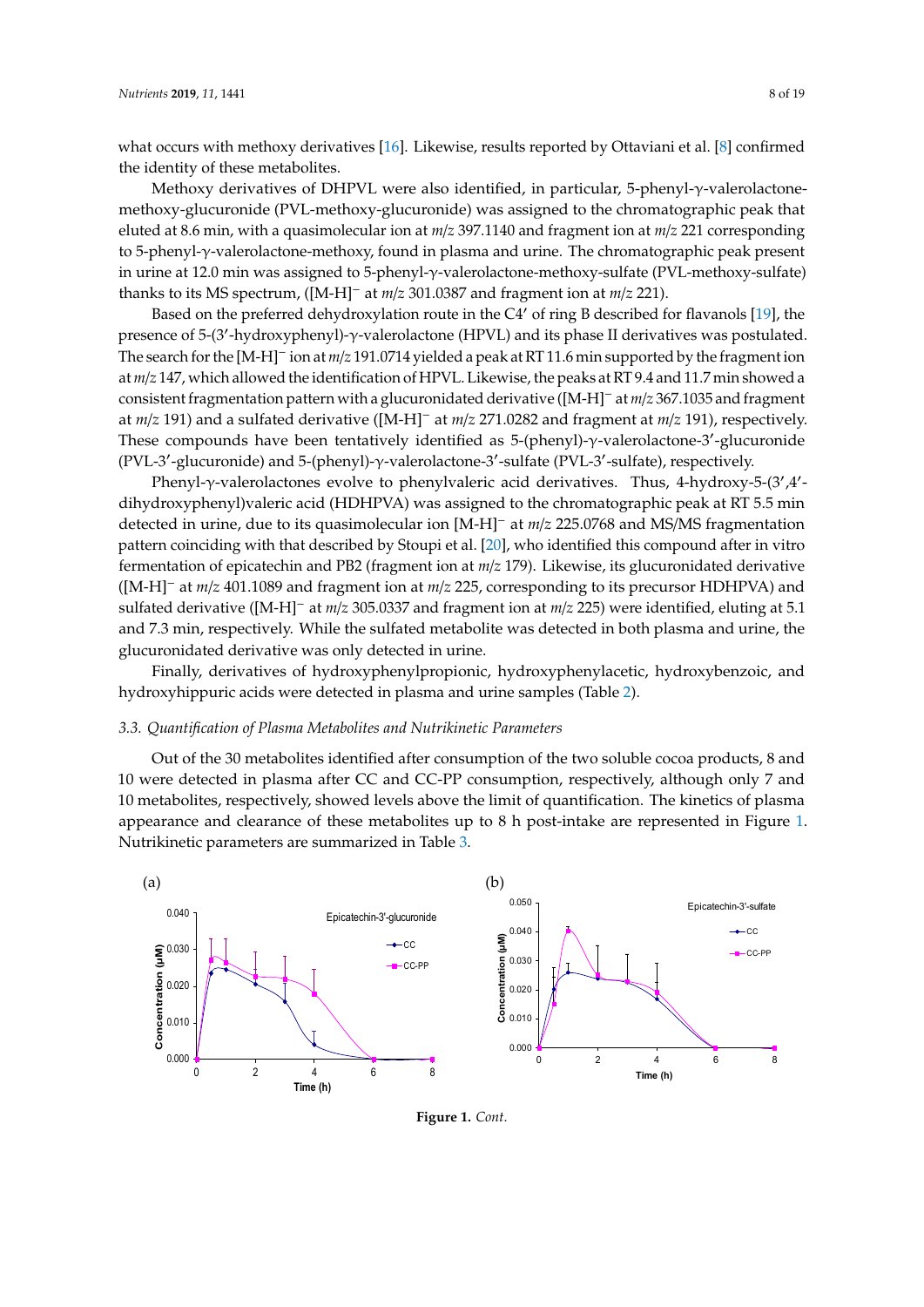what occurs with methoxy derivatives [16]. Likewise, results reported by Ottaviani et al. [8] confirmed the identity of these metabolites.

Methoxy derivatives of DHPVL were also identified, in particular, 5-phenyl-γ-valerolactone-methoxy-glucuronide (PVL-methoxy-glucuronide) was assigned to the chromatographic peak that eluted at 8.6 min, with a quasimolecular ion at *m/z* 397.1140 and fragment ion at *m/z* 221 corresponding to 5-phenyl-γ-valerolactone-methoxy, found in plasma and urine. The chromatographic peak present in urine at 12.0 min was assigned to 5-phenyl-γ-valerolactone-methoxy-sulfate (PVL-methoxy-sulfate) thanks to its MS spectrum, ($[M\text{-}H]^-$ at *m/z* 301.0387 and fragment ion at *m/z* 221).

Based on the preferred dehydroxylation route in the C4′ of ring B described for flavanols [19], the presence of 5-(3′-hydroxyphenyl)-γ-valerolactone (HPVL) and its phase II derivatives was postulated. The search for the $[M\text{-}H]^-$ ion at *m/z* 191.0714 yielded a peak at RT 11.6 min supported by the fragment ion at *m/z* 147, which allowed the identification of HPVL. Likewise, the peaks at RT 9.4 and 11.7 min showed a consistent fragmentation pattern with a glucuronidated derivative ($[M\text{-}H]^-$ at *m/z* 367.1035 and fragment at *m/z* 191) and a sulfated derivative ($[M\text{-}H]^-$ at *m/z* 271.0282 and fragment at *m/z* 191), respectively. These compounds have been tentatively identified as 5-(phenyl)-γ-valerolactone-3′-glucuronide (PVL-3′-glucuronide) and 5-(phenyl)-γ-valerolactone-3′-sulfate (PVL-3′-sulfate), respectively.

Phenyl-γ-valerolactones evolve to phenylvaleric acid derivatives. Thus, 4-hydroxy-5-(3′,4′-dihydroxyphenyl)valeric acid (HDHPVA) was assigned to the chromatographic peak at RT 5.5 min detected in urine, due to its quasimolecular ion $[M\text{-}H]^-$ at *m/z* 225.0768 and MS/MS fragmentation pattern coinciding with that described by Stoupi et al. [20], who identified this compound after in vitro fermentation of epicatechin and PB2 (fragment ion at *m/z* 179). Likewise, its glucuronidated derivative ($[M\text{-}H]^-$ at *m/z* 401.1089 and fragment ion at *m/z* 225, corresponding to its precursor HDHPVA) and sulfated derivative ($[M\text{-}H]^-$ at *m/z* 305.0337 and fragment ion at *m/z* 225) were identified, eluting at 5.1 and 7.3 min, respectively. While the sulfated metabolite was detected in both plasma and urine, the glucuronidated derivative was only detected in urine.

Finally, derivatives of hydroxyphenylpropionic, hydroxyphenylacetic, hydroxybenzoic, and hydroxyhippuric acids were detected in plasma and urine samples (Table 2).

### 3.3. Quantification of Plasma Metabolites and Nutrikinetic Parameters

Out of the 30 metabolites identified after consumption of the two soluble cocoa products, 8 and 10 were detected in plasma after CC and CC-PP consumption, respectively, although only 7 and 10 metabolites, respectively, showed levels above the limit of quantification. The kinetics of plasma appearance and clearance of these metabolites up to 8 h post-intake are represented in Figure 1. Nutrikinetic parameters are summarized in Table 3.

**Figure 1.** *Cont.*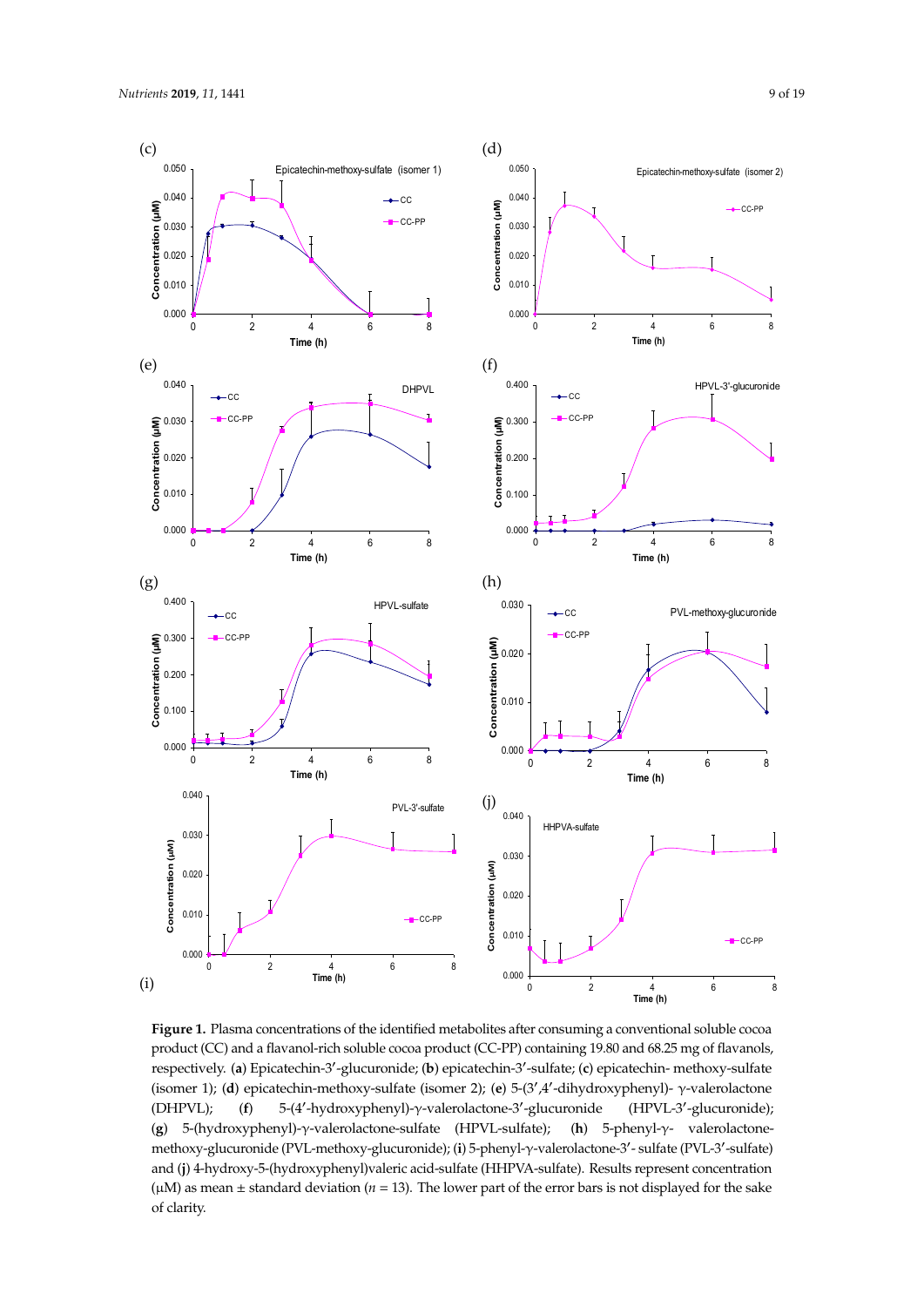**Figure 1.** Plasma concentrations of the identified metabolites after consuming a conventional soluble cocoa product (CC) and a flavanol-rich soluble cocoa product (CC-PP) containing 19.80 and 68.25 mg of flavanols, respectively. (**a**) Epicatechin-3′-glucuronide; (**b**) epicatechin-3′-sulfate; (**c**) epicatechin- methoxy-sulfate (isomer 1); (**d**) epicatechin-methoxy-sulfate (isomer 2); (**e**) 5-(3′,4′-dihydroxyphenyl)- γ-valerolactone (DHPVL); (**f**) 5-(4′-hydroxyphenyl)-γ-valerolactone-3′-glucuronide (HPVL-3′-glucuronide); (**g**) 5-(hydroxyphenyl)-γ-valerolactone-sulfate (HPVL-sulfate); (**h**) 5-phenyl-γ- valerolactone-methoxy-glucuronide (PVL-methoxy-glucuronide); (**i**) 5-phenyl-γ-valerolactone-3′- sulfate (PVL-3′-sulfate) and (**j**) 4-hydroxy-5-(hydroxyphenyl)valeric acid-sulfate (HHPVA-sulfate). Results represent concentration (μM) as mean ± standard deviation ($n = 13$). The lower part of the error bars is not displayed for the sake of clarity.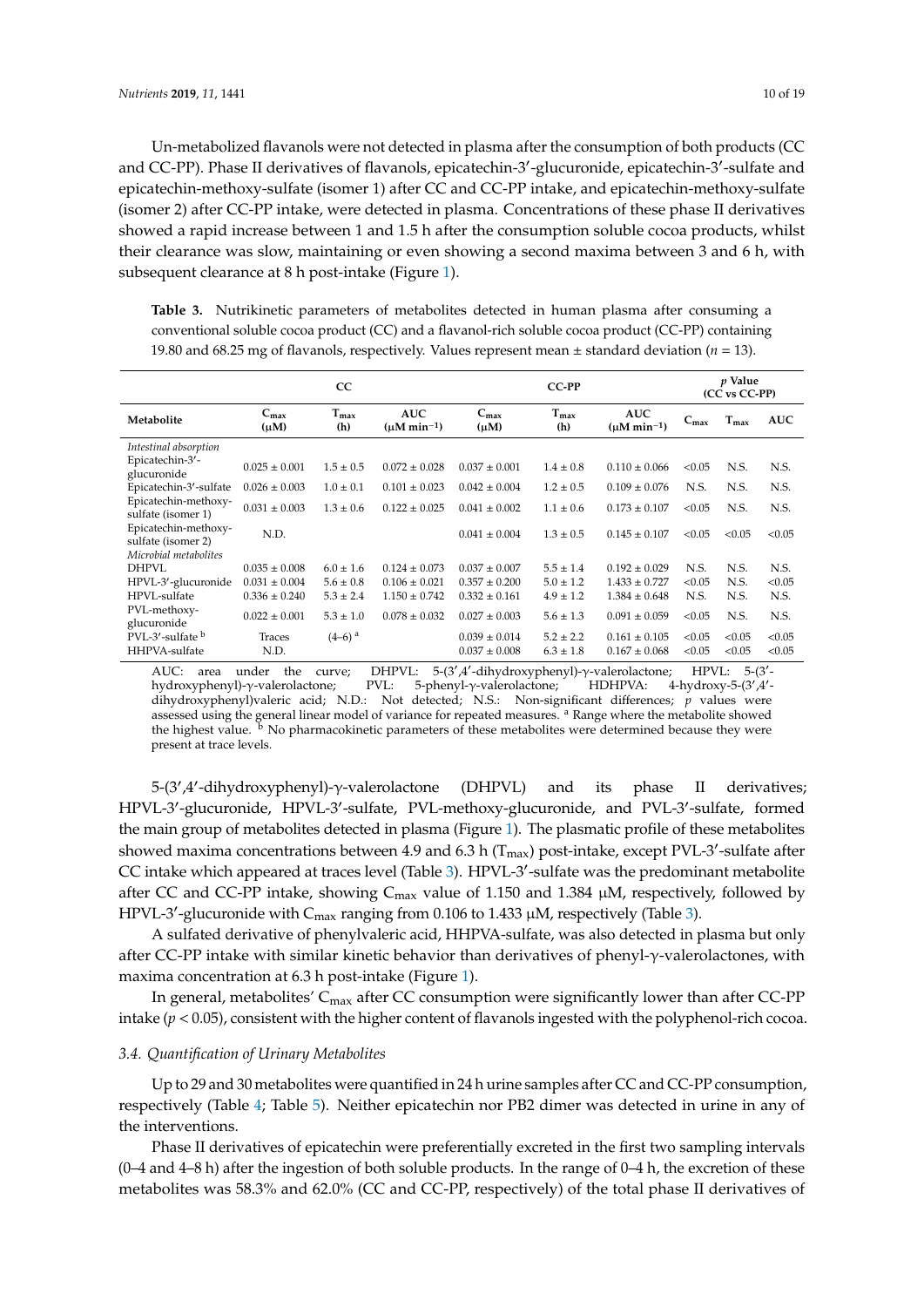Un-metabolized flavanols were not detected in plasma after the consumption of both products (CC and CC-PP). Phase II derivatives of flavanols, epicatechin-3′-glucuronide, epicatechin-3′-sulfate and epicatechin-methoxy-sulfate (isomer 1) after CC and CC-PP intake, and epicatechin-methoxy-sulfate (isomer 2) after CC-PP intake, were detected in plasma. Concentrations of these phase II derivatives showed a rapid increase between 1 and 1.5 h after the consumption soluble cocoa products, whilst their clearance was slow, maintaining or even showing a second maxima between 3 and 6 h, with subsequent clearance at 8 h post-intake (Figure 1).

**Table 3.** Nutrikinetic parameters of metabolites detected in human plasma after consuming a conventional soluble cocoa product (CC) and a flavanol-rich soluble cocoa product (CC-PP) containing 19.80 and 68.25 mg of flavanols, respectively. Values represent mean ± standard deviation ($n$ = 13).

| | CC | | | CC-PP | | | p Value (CC vs CC-PP) | | |
|---|---|---|---|---|---|---|---|---|---|
| **Metabolite** | $C_{max}$ (μM) | $T_{max}$ (h) | AUC (μM $min^{-1}$) | $C_{max}$ (μM) | $T_{max}$ (h) | AUC (μM $min^{-1}$) | $C_{max}$ | $T_{max}$ | AUC |
| *Intestinal absorption* | | | | | | | | | |
| Epicatechin-3′-glucuronide | 0.025 ± 0.001 | 1.5 ± 0.5 | 0.072 ± 0.028 | 0.037 ± 0.001 | 1.4 ± 0.8 | 0.110 ± 0.066 | <0.05 | N.S. | N.S. |
| Epicatechin-3′-sulfate | 0.026 ± 0.003 | 1.0 ± 0.1 | 0.101 ± 0.023 | 0.042 ± 0.004 | 1.2 ± 0.5 | 0.109 ± 0.076 | N.S. | N.S. | N.S. |
| Epicatechin-methoxy-sulfate (isomer 1) | 0.031 ± 0.003 | 1.3 ± 0.6 | 0.122 ± 0.025 | 0.041 ± 0.002 | 1.1 ± 0.6 | 0.173 ± 0.107 | <0.05 | N.S. | N.S. |
| Epicatechin-methoxy-sulfate (isomer 2) | N.D. | | | 0.041 ± 0.004 | 1.3 ± 0.5 | 0.145 ± 0.107 | <0.05 | <0.05 | <0.05 |
| *Microbial metabolites* | | | | | | | | | |
| DHPVL | 0.035 ± 0.008 | 6.0 ± 1.6 | 0.124 ± 0.073 | 0.037 ± 0.007 | 5.5 ± 1.4 | 0.192 ± 0.029 | N.S. | N.S. | N.S. |
| HPVL-3′-glucuronide | 0.031 ± 0.004 | 5.6 ± 0.8 | 0.106 ± 0.021 | 0.357 ± 0.200 | 5.0 ± 1.2 | 1.433 ± 0.727 | <0.05 | N.S. | <0.05 |
| HPVL-sulfate | 0.336 ± 0.240 | 5.3 ± 2.4 | 1.150 ± 0.742 | 0.332 ± 0.161 | 4.9 ± 1.2 | 1.384 ± 0.648 | N.S. | N.S. | N.S. |
| PVL-methoxy-glucuronide | 0.022 ± 0.001 | 5.3 ± 1.0 | 0.078 ± 0.032 | 0.027 ± 0.003 | 5.6 ± 1.3 | 0.091 ± 0.059 | <0.05 | N.S. | N.S. |
| PVL-3′-sulfate [b] | Traces | (4–6) [a] | | 0.039 ± 0.014 | 5.2 ± 2.2 | 0.161 ± 0.105 | <0.05 | <0.05 | <0.05 |
| HHPVA-sulfate | N.D. | | | 0.037 ± 0.008 | 6.3 ± 1.8 | 0.167 ± 0.068 | <0.05 | <0.05 | <0.05 |

AUC: area under the curve; DHPVL: 5-(3′,4′-dihydroxyphenyl)-γ-valerolactone; HPVL: 5-(3′-hydroxyphenyl)-γ-valerolactone; PVL: 5-phenyl-γ-valerolactone; HDHPVA: 4-hydroxy-5-(3′,4′-dihydroxyphenyl)valeric acid; N.D.: Not detected; N.S.: Non-significant differences; $p$ values were assessed using the general linear model of variance for repeated measures. [a] Range where the metabolite showed the highest value. [b] No pharmacokinetic parameters of these metabolites were determined because they were present at trace levels.

5-(3′,4′-dihydroxyphenyl)-γ-valerolactone (DHPVL) and its phase II derivatives; HPVL-3′-glucuronide, HPVL-3′-sulfate, PVL-methoxy-glucuronide, and PVL-3′-sulfate, formed the main group of metabolites detected in plasma (Figure 1). The plasmatic profile of these metabolites showed maxima concentrations between 4.9 and 6.3 h ($T_{max}$) post-intake, except PVL-3′-sulfate after CC intake which appeared at traces level (Table 3). HPVL-3′-sulfate was the predominant metabolite after CC and CC-PP intake, showing $C_{max}$ value of 1.150 and 1.384 μM, respectively, followed by HPVL-3′-glucuronide with $C_{max}$ ranging from 0.106 to 1.433 μM, respectively (Table 3).

A sulfated derivative of phenylvaleric acid, HHPVA-sulfate, was also detected in plasma but only after CC-PP intake with similar kinetic behavior than derivatives of phenyl-γ-valerolactones, with maxima concentration at 6.3 h post-intake (Figure 1).

In general, metabolites' $C_{max}$ after CC consumption were significantly lower than after CC-PP intake ($p < 0.05$), consistent with the higher content of flavanols ingested with the polyphenol-rich cocoa.

### *3.4. Quantification of Urinary Metabolites*

Up to 29 and 30 metabolites were quantified in 24 h urine samples after CC and CC-PP consumption, respectively (Table 4; Table 5). Neither epicatechin nor PB2 dimer was detected in urine in any of the interventions.

Phase II derivatives of epicatechin were preferentially excreted in the first two sampling intervals (0–4 and 4–8 h) after the ingestion of both soluble products. In the range of 0–4 h, the excretion of these metabolites was 58.3% and 62.0% (CC and CC-PP, respectively) of the total phase II derivatives of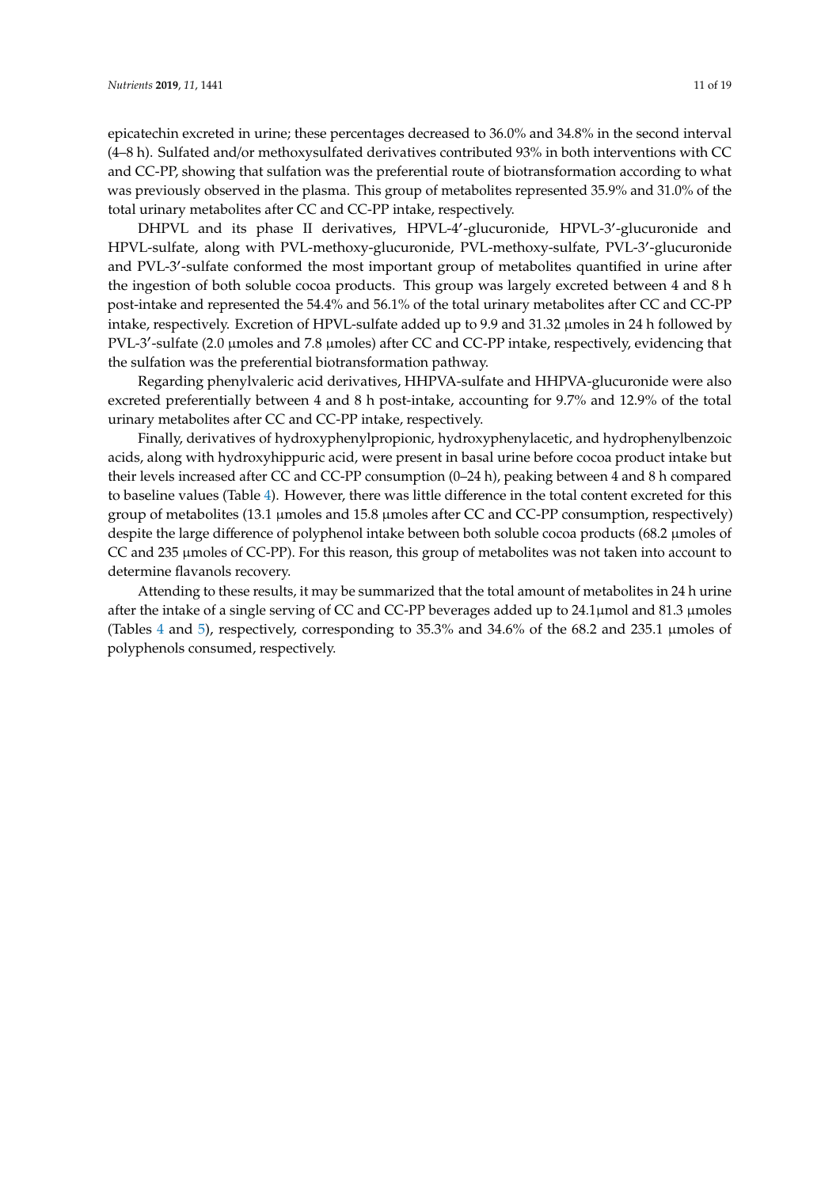epicatechin excreted in urine; these percentages decreased to 36.0% and 34.8% in the second interval (4–8 h). Sulfated and/or methoxysulfated derivatives contributed 93% in both interventions with CC and CC-PP, showing that sulfation was the preferential route of biotransformation according to what was previously observed in the plasma. This group of metabolites represented 35.9% and 31.0% of the total urinary metabolites after CC and CC-PP intake, respectively.

DHPVL and its phase II derivatives, HPVL-4′-glucuronide, HPVL-3′-glucuronide and HPVL-sulfate, along with PVL-methoxy-glucuronide, PVL-methoxy-sulfate, PVL-3′-glucuronide and PVL-3′-sulfate conformed the most important group of metabolites quantified in urine after the ingestion of both soluble cocoa products. This group was largely excreted between 4 and 8 h post-intake and represented the 54.4% and 56.1% of the total urinary metabolites after CC and CC-PP intake, respectively. Excretion of HPVL-sulfate added up to 9.9 and 31.32 µmoles in 24 h followed by PVL-3′-sulfate (2.0 µmoles and 7.8 µmoles) after CC and CC-PP intake, respectively, evidencing that the sulfation was the preferential biotransformation pathway.

Regarding phenylvaleric acid derivatives, HHPVA-sulfate and HHPVA-glucuronide were also excreted preferentially between 4 and 8 h post-intake, accounting for 9.7% and 12.9% of the total urinary metabolites after CC and CC-PP intake, respectively.

Finally, derivatives of hydroxyphenylpropionic, hydroxyphenylacetic, and hydrophenylbenzoic acids, along with hydroxyhippuric acid, were present in basal urine before cocoa product intake but their levels increased after CC and CC-PP consumption (0–24 h), peaking between 4 and 8 h compared to baseline values (Table 4). However, there was little difference in the total content excreted for this group of metabolites (13.1 µmoles and 15.8 µmoles after CC and CC-PP consumption, respectively) despite the large difference of polyphenol intake between both soluble cocoa products (68.2 µmoles of CC and 235 µmoles of CC-PP). For this reason, this group of metabolites was not taken into account to determine flavanols recovery.

Attending to these results, it may be summarized that the total amount of metabolites in 24 h urine after the intake of a single serving of CC and CC-PP beverages added up to 24.1µmol and 81.3 µmoles (Tables 4 and 5), respectively, corresponding to 35.3% and 34.6% of the 68.2 and 235.1 µmoles of polyphenols consumed, respectively.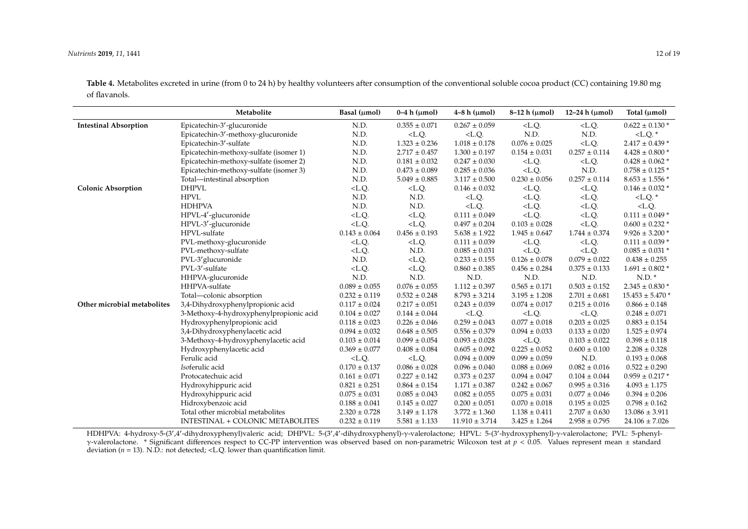**Table 4.** Metabolites excreted in urine (from 0 to 24 h) by healthy volunteers after consumption of the conventional soluble cocoa product (CC) containing 19.80 mg of flavanols.

| | Metabolite | Basal (µmol) | 0–4 h (µmol) | 4–8 h (µmol) | 8–12 h (µmol) | 12–24 h (µmol) | Total (µmol) |
|---|---|---|---|---|---|---|---|
| **Intestinal Absorption** | Epicatechin-3′-glucuronide | N.D. | 0.355 ± 0.071 | 0.267 ± 0.059 | <L.Q. | <L.Q. | 0.622 ± 0.130 * |
| | Epicatechin-3′-methoxy-glucuronide | N.D. | <L.Q. | <L.Q. | N.D. | N.D. | <L.Q. * |
| | Epicatechin-3′-sulfate | N.D. | 1.323 ± 0.236 | 1.018 ± 0.178 | 0.076 ± 0.025 | <L.Q. | 2.417 ± 0.439 * |
| | Epicatechin-methoxy-sulfate (isomer 1) | N.D. | 2.717 ± 0.457 | 1.300 ± 0.197 | 0.154 ± 0.031 | 0.257 ± 0.114 | 4.428 ± 0.800 * |
| | Epicatechin-methoxy-sulfate (isomer 2) | N.D. | 0.181 ± 0.032 | 0.247 ± 0.030 | <L.Q. | <L.Q. | 0.428 ± 0.062 * |
| | Epicatechin-methoxy-sulfate (isomer 3) | N.D. | 0.473 ± 0.089 | 0.285 ± 0.036 | <L.Q. | N.D. | 0.758 ± 0.125 * |
| | Total—intestinal absorption | N.D. | 5.049 ± 0.885 | 3.117 ± 0.500 | 0.230 ± 0.056 | 0.257 ± 0.114 | 8.653 ± 1.556 * |
| **Colonic Absorption** | DHPVL | <L.Q. | <L.Q. | 0.146 ± 0.032 | <L.Q. | <L.Q. | 0.146 ± 0.032 * |
| | HPVL | N.D. | N.D. | <L.Q. | <L.Q. | <L.Q. | <L.Q. * |
| | HDHPVA | N.D. | N.D. | <L.Q. | <L.Q. | <L.Q. | <L.Q. |
| | HPVL-4′-glucuronide | <L.Q. | <L.Q. | 0.111 ± 0.049 | <L.Q. | <L.Q. | 0.111 ± 0.049 * |
| | HPVL-3′-glucuronide | <L.Q. | <L.Q. | 0.497 ± 0.204 | 0.103 ± 0.028 | <L.Q. | 0.600 ± 0.232 * |
| | HPVL-sulfate | 0.143 ± 0.064 | 0.456 ± 0.193 | 5.638 ± 1.922 | 1.945 ± 0.647 | 1.744 ± 0.374 | 9.926 ± 3.200 * |
| | PVL-methoxy-glucuronide | <L.Q. | <L.Q. | 0.111 ± 0.039 | <L.Q. | <L.Q. | 0.111 ± 0.039 * |
| | PVL-methoxy-sulfate | <L.Q. | N.D. | 0.085 ± 0.031 | <L.Q. | <L.Q. | 0.085 ± 0.031 * |
| | PVL-3′glucuronide | N.D. | <L.Q. | 0.233 ± 0.155 | 0.126 ± 0.078 | 0.079 ± 0.022 | 0.438 ± 0.255 |
| | PVL-3′-sulfate | <L.Q. | <L.Q. | 0.860 ± 0.385 | 0.456 ± 0.284 | 0.375 ± 0.133 | 1.691 ± 0.802 * |
| | HHPVA-glucuronide | N.D. | N.D. | N.D. | N.D. | N.D. | N.D. * |
| | HHPVA-sulfate | 0.089 ± 0.055 | 0.076 ± 0.055 | 1.112 ± 0.397 | 0.565 ± 0.171 | 0.503 ± 0.152 | 2.345 ± 0.830 * |
| | Total—colonic absorption | 0.232 ± 0.119 | 0.532 ± 0.248 | 8.793 ± 3.214 | 3.195 ± 1.208 | 2.701 ± 0.681 | 15.453 ± 5.470 * |
| **Other microbial metabolites** | 3,4-Dihydroxyphenylpropionic acid | 0.117 ± 0.024 | 0.217 ± 0.051 | 0.243 ± 0.039 | 0.074 ± 0.017 | 0.215 ± 0.016 | 0.866 ± 0.148 |
| | 3-Methoxy-4-hydroxyphenylpropionic acid | 0.104 ± 0.027 | 0.144 ± 0.044 | <L.Q. | <L.Q. | <L.Q. | 0.248 ± 0.071 |
| | Hydroxyphenylpropionic acid | 0.118 ± 0.023 | 0.226 ± 0.046 | 0.259 ± 0.043 | 0.077 ± 0.018 | 0.203 ± 0.025 | 0.883 ± 0.154 |
| | 3,4-Dihydroxyphenylacetic acid | 0.094 ± 0.032 | 0.648 ± 0.505 | 0.556 ± 0.379 | 0.094 ± 0.033 | 0.133 ± 0.020 | 1.525 ± 0.974 |
| | 3-Methoxy-4-hydroxyphenylacetic acid | 0.103 ± 0.014 | 0.099 ± 0.054 | 0.093 ± 0.028 | <L.Q. | 0.103 ± 0.022 | 0.398 ± 0.118 |
| | Hydroxyphenylacetic acid | 0.369 ± 0.077 | 0.408 ± 0.084 | 0.605 ± 0.092 | 0.225 ± 0.052 | 0.600 ± 0.100 | 2.208 ± 0.328 |
| | Ferulic acid | <L.Q. | <L.Q. | 0.094 ± 0.009 | 0.099 ± 0.059 | N.D. | 0.193 ± 0.068 |
| | *Iso*ferulic acid | 0.170 ± 0.137 | 0.086 ± 0.028 | 0.096 ± 0.040 | 0.088 ± 0.069 | 0.082 ± 0.016 | 0.522 ± 0.290 |
| | Protocatechuic acid | 0.161 ± 0.071 | 0.227 ± 0.142 | 0.373 ± 0.237 | 0.094 ± 0.047 | 0.104 ± 0.044 | 0.959 ± 0.217 * |
| | Hydroxyhippuric acid | 0.821 ± 0.251 | 0.864 ± 0.154 | 1.171 ± 0.387 | 0.242 ± 0.067 | 0.995 ± 0.316 | 4.093 ± 1.175 |
| | Hydroxyhippuric acid | 0.075 ± 0.031 | 0.085 ± 0.043 | 0.082 ± 0.055 | 0.075 ± 0.031 | 0.077 ± 0.046 | 0.394 ± 0.206 |
| | Hidroxybenzoic acid | 0.188 ± 0.041 | 0.145 ± 0.027 | 0.200 ± 0.051 | 0.070 ± 0.018 | 0.195 ± 0.025 | 0.798 ± 0.162 |
| | Total other microbial metabolites | 2.320 ± 0.728 | 3.149 ± 1.178 | 3.772 ± 1.360 | 1.138 ± 0.411 | 2.707 ± 0.630 | 13.086 ± 3.911 |
| | INTESTINAL + COLONIC METABOLITES | 0.232 ± 0.119 | 5.581 ± 1.133 | 11.910 ± 3.714 | 3.425 ± 1.264 | 2.958 ± 0.795 | 24.106 ± 7.026 |

HDHPVA: 4-hydroxy-5-(3′,4′-dihydroxyphenyl)valeric acid; DHPVL: 5-(3′,4′-dihydroxyphenyl)-γ-valerolactone; HPVL: 5-(3′-hydroxyphenyl)-γ-valerolactone; PVL: 5-phenyl-γ-valerolactone. * Significant differences respect to CC-PP intervention was observed based on non-parametric Wilcoxon test at $p < 0.05$. Values represent mean ± standard deviation ($n = 13$). N.D.: not detected; <L.Q. lower than quantification limit.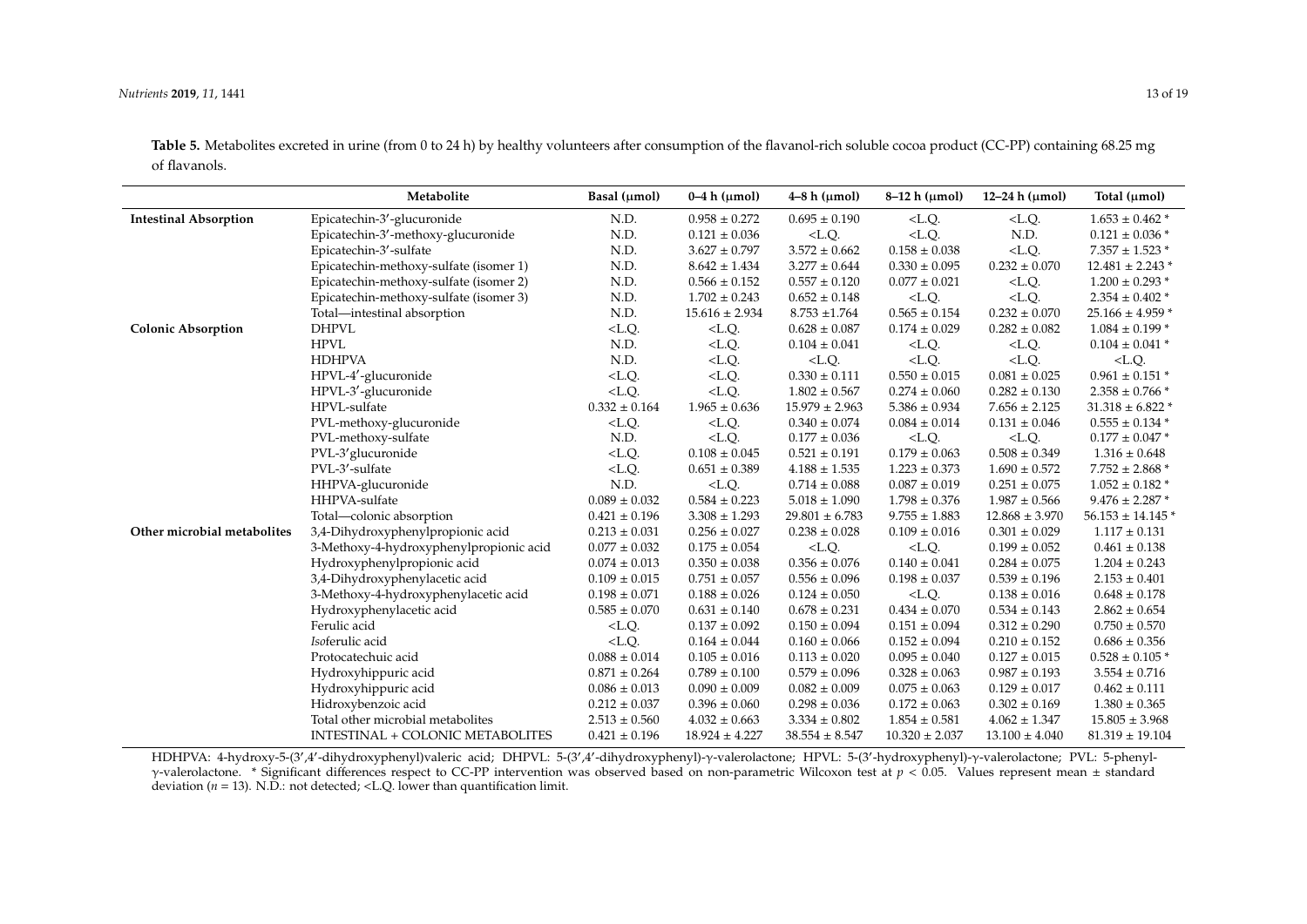**Table 5.** Metabolites excreted in urine (from 0 to 24 h) by healthy volunteers after consumption of the flavanol-rich soluble cocoa product (CC-PP) containing 68.25 mg of flavanols.

| | Metabolite | Basal (μmol) | 0–4 h (μmol) | 4–8 h (μmol) | 8–12 h (μmol) | 12–24 h (μmol) | Total (μmol) |
|---|---|---|---|---|---|---|---|
| **Intestinal Absorption** | Epicatechin-3′-glucuronide | N.D. | 0.958 ± 0.272 | 0.695 ± 0.190 | <L.Q. | <L.Q. | 1.653 ± 0.462 * |
| | Epicatechin-3′-methoxy-glucuronide | N.D. | 0.121 ± 0.036 | <L.Q. | <L.Q. | N.D. | 0.121 ± 0.036 * |
| | Epicatechin-3′-sulfate | N.D. | 3.627 ± 0.797 | 3.572 ± 0.662 | 0.158 ± 0.038 | <L.Q. | 7.357 ± 1.523 * |
| | Epicatechin-methoxy-sulfate (isomer 1) | N.D. | 8.642 ± 1.434 | 3.277 ± 0.644 | 0.330 ± 0.095 | 0.232 ± 0.070 | 12.481 ± 2.243 * |
| | Epicatechin-methoxy-sulfate (isomer 2) | N.D. | 0.566 ± 0.152 | 0.557 ± 0.120 | 0.077 ± 0.021 | <L.Q. | 1.200 ± 0.293 * |
| | Epicatechin-methoxy-sulfate (isomer 3) | N.D. | 1.702 ± 0.243 | 0.652 ± 0.148 | <L.Q. | <L.Q. | 2.354 ± 0.402 * |
| | Total—intestinal absorption | N.D. | 15.616 ± 2.934 | 8.753 ±1.764 | 0.565 ± 0.154 | 0.232 ± 0.070 | 25.166 ± 4.959 * |
| **Colonic Absorption** | DHPVL | <L.Q. | <L.Q. | 0.628 ± 0.087 | 0.174 ± 0.029 | 0.282 ± 0.082 | 1.084 ± 0.199 * |
| | HPVL | N.D. | <L.Q. | 0.104 ± 0.041 | <L.Q. | <L.Q. | 0.104 ± 0.041 * |
| | HDHPVA | N.D. | <L.Q. | <L.Q. | <L.Q. | <L.Q. | <L.Q. |
| | HPVL-4′-glucuronide | <L.Q. | <L.Q. | 0.330 ± 0.111 | 0.550 ± 0.015 | 0.081 ± 0.025 | 0.961 ± 0.151 * |
| | HPVL-3′-glucuronide | <L.Q. | <L.Q. | 1.802 ± 0.567 | 0.274 ± 0.060 | 0.282 ± 0.130 | 2.358 ± 0.766 * |
| | HPVL-sulfate | 0.332 ± 0.164 | 1.965 ± 0.636 | 15.979 ± 2.963 | 5.386 ± 0.934 | 7.656 ± 2.125 | 31.318 ± 6.822 * |
| | PVL-methoxy-glucuronide | <L.Q. | <L.Q. | 0.340 ± 0.074 | 0.084 ± 0.014 | 0.131 ± 0.046 | 0.555 ± 0.134 * |
| | PVL-methoxy-sulfate | N.D. | <L.Q. | 0.177 ± 0.036 | <L.Q. | <L.Q. | 0.177 ± 0.047 * |
| | PVL-3′glucuronide | <L.Q. | 0.108 ± 0.045 | 0.521 ± 0.191 | 0.179 ± 0.063 | 0.508 ± 0.349 | 1.316 ± 0.648 |
| | PVL-3′-sulfate | <L.Q. | 0.651 ± 0.389 | 4.188 ± 1.535 | 1.223 ± 0.373 | 1.690 ± 0.572 | 7.752 ± 2.868 * |
| | HHPVA-glucuronide | N.D. | <L.Q. | 0.714 ± 0.088 | 0.087 ± 0.019 | 0.251 ± 0.075 | 1.052 ± 0.182 * |
| | HHPVA-sulfate | 0.089 ± 0.032 | 0.584 ± 0.223 | 5.018 ± 1.090 | 1.798 ± 0.376 | 1.987 ± 0.566 | 9.476 ± 2.287 * |
| | Total—colonic absorption | 0.421 ± 0.196 | 3.308 ± 1.293 | 29.801 ± 6.783 | 9.755 ± 1.883 | 12.868 ± 3.970 | 56.153 ± 14.145 * |
| **Other microbial metabolites** | 3,4-Dihydroxyphenylpropionic acid | 0.213 ± 0.031 | 0.256 ± 0.027 | 0.238 ± 0.028 | 0.109 ± 0.016 | 0.301 ± 0.029 | 1.117 ± 0.131 |
| | 3-Methoxy-4-hydroxyphenylpropionic acid | 0.077 ± 0.032 | 0.175 ± 0.054 | <L.Q. | <L.Q. | 0.199 ± 0.052 | 0.461 ± 0.138 |
| | Hydroxyphenylpropionic acid | 0.074 ± 0.013 | 0.350 ± 0.038 | 0.356 ± 0.076 | 0.140 ± 0.041 | 0.284 ± 0.075 | 1.204 ± 0.243 |
| | 3,4-Dihydroxyphenylacetic acid | 0.109 ± 0.015 | 0.751 ± 0.057 | 0.556 ± 0.096 | 0.198 ± 0.037 | 0.539 ± 0.196 | 2.153 ± 0.401 |
| | 3-Methoxy-4-hydroxyphenylacetic acid | 0.198 ± 0.071 | 0.188 ± 0.026 | 0.124 ± 0.050 | <L.Q. | 0.138 ± 0.016 | 0.648 ± 0.178 |
| | Hydroxyphenylacetic acid | 0.585 ± 0.070 | 0.631 ± 0.140 | 0.678 ± 0.231 | 0.434 ± 0.070 | 0.534 ± 0.143 | 2.862 ± 0.654 |
| | Ferulic acid | <L.Q. | 0.137 ± 0.092 | 0.150 ± 0.094 | 0.151 ± 0.094 | 0.312 ± 0.290 | 0.750 ± 0.570 |
| | *Iso*ferulic acid | <L.Q. | 0.164 ± 0.044 | 0.160 ± 0.066 | 0.152 ± 0.094 | 0.210 ± 0.152 | 0.686 ± 0.356 |
| | Protocatechuic acid | 0.088 ± 0.014 | 0.105 ± 0.016 | 0.113 ± 0.020 | 0.095 ± 0.040 | 0.127 ± 0.015 | 0.528 ± 0.105 * |
| | Hydroxyhippuric acid | 0.871 ± 0.264 | 0.789 ± 0.100 | 0.579 ± 0.096 | 0.328 ± 0.063 | 0.987 ± 0.193 | 3.554 ± 0.716 |
| | Hydroxyhippuric acid | 0.086 ± 0.013 | 0.090 ± 0.009 | 0.082 ± 0.009 | 0.075 ± 0.063 | 0.129 ± 0.017 | 0.462 ± 0.111 |
| | Hidroxybenzoic acid | 0.212 ± 0.037 | 0.396 ± 0.060 | 0.298 ± 0.036 | 0.172 ± 0.063 | 0.302 ± 0.169 | 1.380 ± 0.365 |
| | Total other microbial metabolites | 2.513 ± 0.560 | 4.032 ± 0.663 | 3.334 ± 0.802 | 1.854 ± 0.581 | 4.062 ± 1.347 | 15.805 ± 3.968 |
| | INTESTINAL + COLONIC METABOLITES | 0.421 ± 0.196 | 18.924 ± 4.227 | 38.554 ± 8.547 | 10.320 ± 2.037 | 13.100 ± 4.040 | 81.319 ± 19.104 |

HDHPVA: 4-hydroxy-5-(3′,4′-dihydroxyphenyl)valeric acid; DHPVL: 5-(3′,4′-dihydroxyphenyl)-γ-valerolactone; HPVL: 5-(3′-hydroxyphenyl)-γ-valerolactone; PVL: 5-phenyl-γ-valerolactone. * Significant differences respect to CC-PP intervention was observed based on non-parametric Wilcoxon test at $p < 0.05$. Values represent mean ± standard deviation ($n = 13$). N.D.: not detected; <L.Q. lower than quantification limit.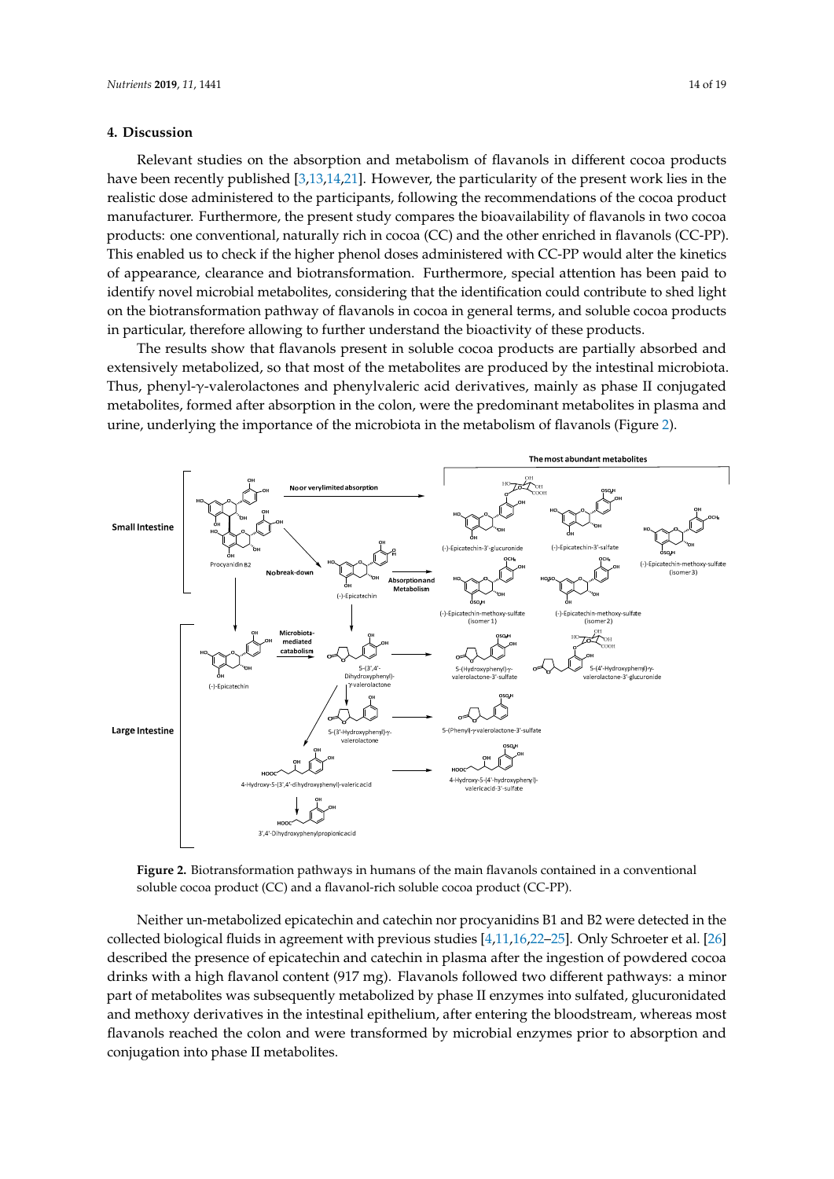## 4. Discussion

Relevant studies on the absorption and metabolism of flavanols in different cocoa products have been recently published [3,13,14,21]. However, the particularity of the present work lies in the realistic dose administered to the participants, following the recommendations of the cocoa product manufacturer. Furthermore, the present study compares the bioavailability of flavanols in two cocoa products: one conventional, naturally rich in cocoa (CC) and the other enriched in flavanols (CC-PP). This enabled us to check if the higher phenol doses administered with CC-PP would alter the kinetics of appearance, clearance and biotransformation. Furthermore, special attention has been paid to identify novel microbial metabolites, considering that the identification could contribute to shed light on the biotransformation pathway of flavanols in cocoa in general terms, and soluble cocoa products in particular, therefore allowing to further understand the bioactivity of these products.

The results show that flavanols present in soluble cocoa products are partially absorbed and extensively metabolized, so that most of the metabolites are produced by the intestinal microbiota. Thus, phenyl-γ-valerolactones and phenylvaleric acid derivatives, mainly as phase II conjugated metabolites, formed after absorption in the colon, were the predominant metabolites in plasma and urine, underlying the importance of the microbiota in the metabolism of flavanols (Figure 2).

**Figure 2.** Biotransformation pathways in humans of the main flavanols contained in a conventional soluble cocoa product (CC) and a flavanol-rich soluble cocoa product (CC-PP).

Neither un-metabolized epicatechin and catechin nor procyanidins B1 and B2 were detected in the collected biological fluids in agreement with previous studies [4,11,16,22–25]. Only Schroeter et al. [26] described the presence of epicatechin and catechin in plasma after the ingestion of powdered cocoa drinks with a high flavanol content (917 mg). Flavanols followed two different pathways: a minor part of metabolites was subsequently metabolized by phase II enzymes into sulfated, glucuronidated and methoxy derivatives in the intestinal epithelium, after entering the bloodstream, whereas most flavanols reached the colon and were transformed by microbial enzymes prior to absorption and conjugation into phase II metabolites.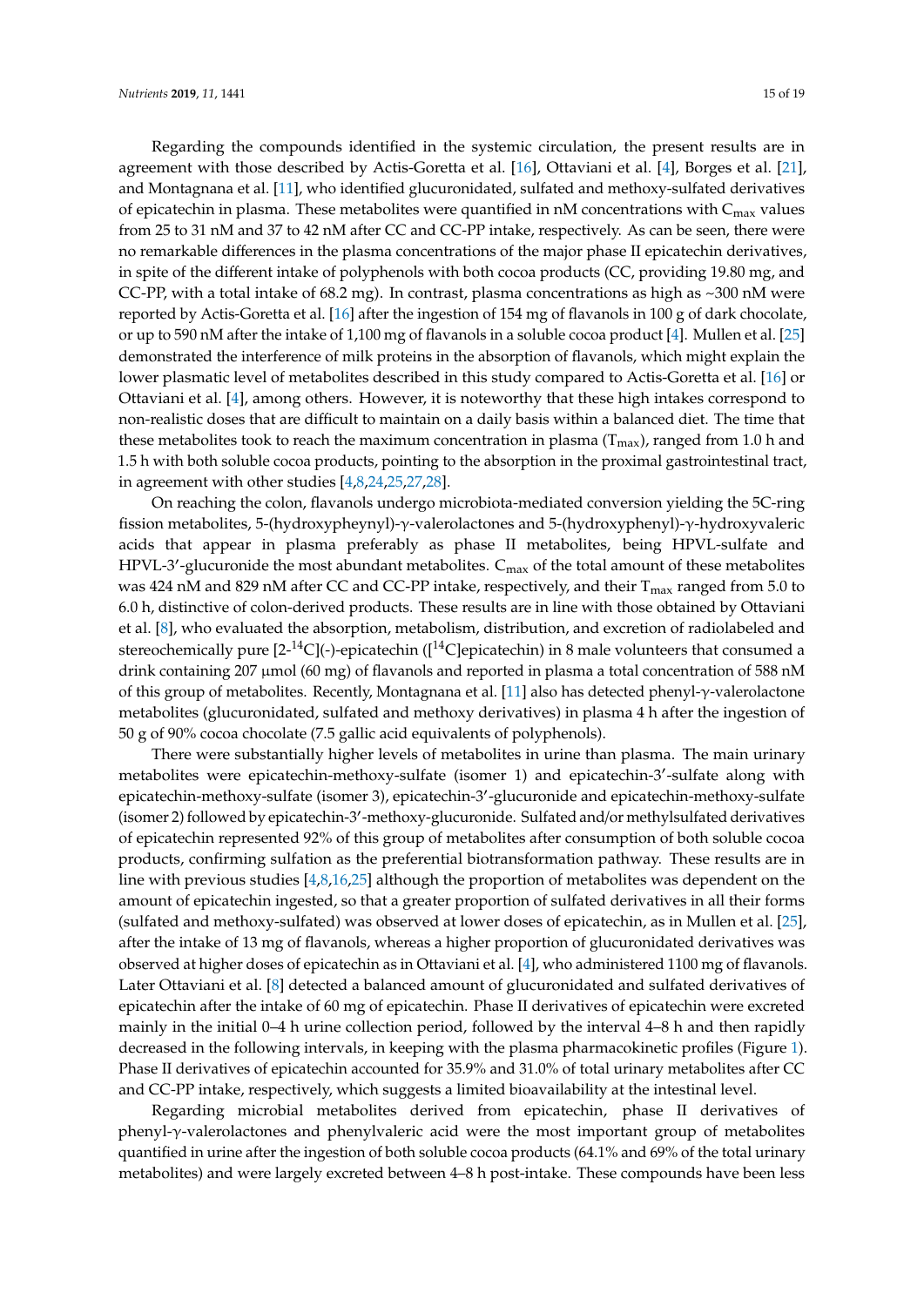Regarding the compounds identified in the systemic circulation, the present results are in agreement with those described by Actis-Goretta et al. [16], Ottaviani et al. [4], Borges et al. [21], and Montagnana et al. [11], who identified glucuronidated, sulfated and methoxy-sulfated derivatives of epicatechin in plasma. These metabolites were quantified in nM concentrations with $C_{max}$ values from 25 to 31 nM and 37 to 42 nM after CC and CC-PP intake, respectively. As can be seen, there were no remarkable differences in the plasma concentrations of the major phase II epicatechin derivatives, in spite of the different intake of polyphenols with both cocoa products (CC, providing 19.80 mg, and CC-PP, with a total intake of 68.2 mg). In contrast, plasma concentrations as high as ~300 nM were reported by Actis-Goretta et al. [16] after the ingestion of 154 mg of flavanols in 100 g of dark chocolate, or up to 590 nM after the intake of 1,100 mg of flavanols in a soluble cocoa product [4]. Mullen et al. [25] demonstrated the interference of milk proteins in the absorption of flavanols, which might explain the lower plasmatic level of metabolites described in this study compared to Actis-Goretta et al. [16] or Ottaviani et al. [4], among others. However, it is noteworthy that these high intakes correspond to non-realistic doses that are difficult to maintain on a daily basis within a balanced diet. The time that these metabolites took to reach the maximum concentration in plasma ($T_{max}$), ranged from 1.0 h and 1.5 h with both soluble cocoa products, pointing to the absorption in the proximal gastrointestinal tract, in agreement with other studies [4,8,24,25,27,28].

On reaching the colon, flavanols undergo microbiota-mediated conversion yielding the 5C-ring fission metabolites, 5-(hydroxypheynyl)-γ-valerolactones and 5-(hydroxyphenyl)-γ-hydroxyvaleric acids that appear in plasma preferably as phase II metabolites, being HPVL-sulfate and HPVL-3′-glucuronide the most abundant metabolites. $C_{max}$ of the total amount of these metabolites was 424 nM and 829 nM after CC and CC-PP intake, respectively, and their $T_{max}$ ranged from 5.0 to 6.0 h, distinctive of colon-derived products. These results are in line with those obtained by Ottaviani et al. [8], who evaluated the absorption, metabolism, distribution, and excretion of radiolabeled and stereochemically pure [2-$^{14}$C](-)-epicatechin ([$^{14}$C]epicatechin) in 8 male volunteers that consumed a drink containing 207 μmol (60 mg) of flavanols and reported in plasma a total concentration of 588 nM of this group of metabolites. Recently, Montagnana et al. [11] also has detected phenyl-γ-valerolactone metabolites (glucuronidated, sulfated and methoxy derivatives) in plasma 4 h after the ingestion of 50 g of 90% cocoa chocolate (7.5 gallic acid equivalents of polyphenols).

There were substantially higher levels of metabolites in urine than plasma. The main urinary metabolites were epicatechin-methoxy-sulfate (isomer 1) and epicatechin-3′-sulfate along with epicatechin-methoxy-sulfate (isomer 3), epicatechin-3′-glucuronide and epicatechin-methoxy-sulfate (isomer 2) followed by epicatechin-3′-methoxy-glucuronide. Sulfated and/or methylsulfated derivatives of epicatechin represented 92% of this group of metabolites after consumption of both soluble cocoa products, confirming sulfation as the preferential biotransformation pathway. These results are in line with previous studies [4,8,16,25] although the proportion of metabolites was dependent on the amount of epicatechin ingested, so that a greater proportion of sulfated derivatives in all their forms (sulfated and methoxy-sulfated) was observed at lower doses of epicatechin, as in Mullen et al. [25], after the intake of 13 mg of flavanols, whereas a higher proportion of glucuronidated derivatives was observed at higher doses of epicatechin as in Ottaviani et al. [4], who administered 1100 mg of flavanols. Later Ottaviani et al. [8] detected a balanced amount of glucuronidated and sulfated derivatives of epicatechin after the intake of 60 mg of epicatechin. Phase II derivatives of epicatechin were excreted mainly in the initial 0–4 h urine collection period, followed by the interval 4–8 h and then rapidly decreased in the following intervals, in keeping with the plasma pharmacokinetic profiles (Figure 1). Phase II derivatives of epicatechin accounted for 35.9% and 31.0% of total urinary metabolites after CC and CC-PP intake, respectively, which suggests a limited bioavailability at the intestinal level.

Regarding microbial metabolites derived from epicatechin, phase II derivatives of phenyl-γ-valerolactones and phenylvaleric acid were the most important group of metabolites quantified in urine after the ingestion of both soluble cocoa products (64.1% and 69% of the total urinary metabolites) and were largely excreted between 4–8 h post-intake. These compounds have been less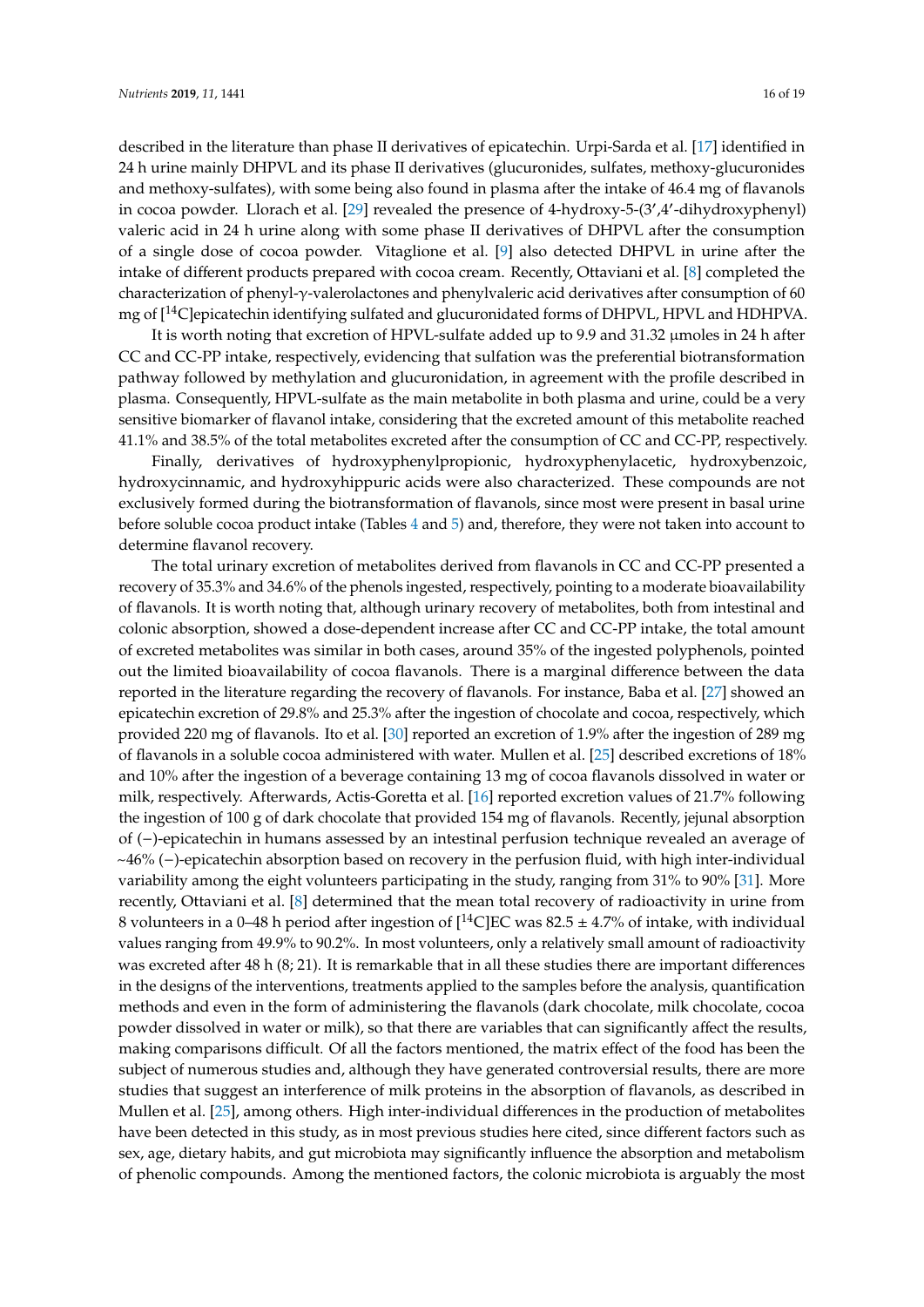described in the literature than phase II derivatives of epicatechin. Urpi-Sarda et al. [17] identified in 24 h urine mainly DHPVL and its phase II derivatives (glucuronides, sulfates, methoxy-glucuronides and methoxy-sulfates), with some being also found in plasma after the intake of 46.4 mg of flavanols in cocoa powder. Llorach et al. [29] revealed the presence of 4-hydroxy-5-(3′,4′-dihydroxyphenyl) valeric acid in 24 h urine along with some phase II derivatives of DHPVL after the consumption of a single dose of cocoa powder. Vitaglione et al. [9] also detected DHPVL in urine after the intake of different products prepared with cocoa cream. Recently, Ottaviani et al. [8] completed the characterization of phenyl-γ-valerolactones and phenylvaleric acid derivatives after consumption of 60 mg of [$^{14}$C]epicatechin identifying sulfated and glucuronidated forms of DHPVL, HPVL and HDHPVA.

It is worth noting that excretion of HPVL-sulfate added up to 9.9 and 31.32 μmoles in 24 h after CC and CC-PP intake, respectively, evidencing that sulfation was the preferential biotransformation pathway followed by methylation and glucuronidation, in agreement with the profile described in plasma. Consequently, HPVL-sulfate as the main metabolite in both plasma and urine, could be a very sensitive biomarker of flavanol intake, considering that the excreted amount of this metabolite reached 41.1% and 38.5% of the total metabolites excreted after the consumption of CC and CC-PP, respectively.

Finally, derivatives of hydroxyphenylpropionic, hydroxyphenylacetic, hydroxybenzoic, hydroxycinnamic, and hydroxyhippuric acids were also characterized. These compounds are not exclusively formed during the biotransformation of flavanols, since most were present in basal urine before soluble cocoa product intake (Tables 4 and 5) and, therefore, they were not taken into account to determine flavanol recovery.

The total urinary excretion of metabolites derived from flavanols in CC and CC-PP presented a recovery of 35.3% and 34.6% of the phenols ingested, respectively, pointing to a moderate bioavailability of flavanols. It is worth noting that, although urinary recovery of metabolites, both from intestinal and colonic absorption, showed a dose-dependent increase after CC and CC-PP intake, the total amount of excreted metabolites was similar in both cases, around 35% of the ingested polyphenols, pointed out the limited bioavailability of cocoa flavanols. There is a marginal difference between the data reported in the literature regarding the recovery of flavanols. For instance, Baba et al. [27] showed an epicatechin excretion of 29.8% and 25.3% after the ingestion of chocolate and cocoa, respectively, which provided 220 mg of flavanols. Ito et al. [30] reported an excretion of 1.9% after the ingestion of 289 mg of flavanols in a soluble cocoa administered with water. Mullen et al. [25] described excretions of 18% and 10% after the ingestion of a beverage containing 13 mg of cocoa flavanols dissolved in water or milk, respectively. Afterwards, Actis-Goretta et al. [16] reported excretion values of 21.7% following the ingestion of 100 g of dark chocolate that provided 154 mg of flavanols. Recently, jejunal absorption of (−)-epicatechin in humans assessed by an intestinal perfusion technique revealed an average of ~46% (−)-epicatechin absorption based on recovery in the perfusion fluid, with high inter-individual variability among the eight volunteers participating in the study, ranging from 31% to 90% [31]. More recently, Ottaviani et al. [8] determined that the mean total recovery of radioactivity in urine from 8 volunteers in a 0–48 h period after ingestion of [$^{14}$C]EC was 82.5 ± 4.7% of intake, with individual values ranging from 49.9% to 90.2%. In most volunteers, only a relatively small amount of radioactivity was excreted after 48 h (8; 21). It is remarkable that in all these studies there are important differences in the designs of the interventions, treatments applied to the samples before the analysis, quantification methods and even in the form of administering the flavanols (dark chocolate, milk chocolate, cocoa powder dissolved in water or milk), so that there are variables that can significantly affect the results, making comparisons difficult. Of all the factors mentioned, the matrix effect of the food has been the subject of numerous studies and, although they have generated controversial results, there are more studies that suggest an interference of milk proteins in the absorption of flavanols, as described in Mullen et al. [25], among others. High inter-individual differences in the production of metabolites have been detected in this study, as in most previous studies here cited, since different factors such as sex, age, dietary habits, and gut microbiota may significantly influence the absorption and metabolism of phenolic compounds. Among the mentioned factors, the colonic microbiota is arguably the most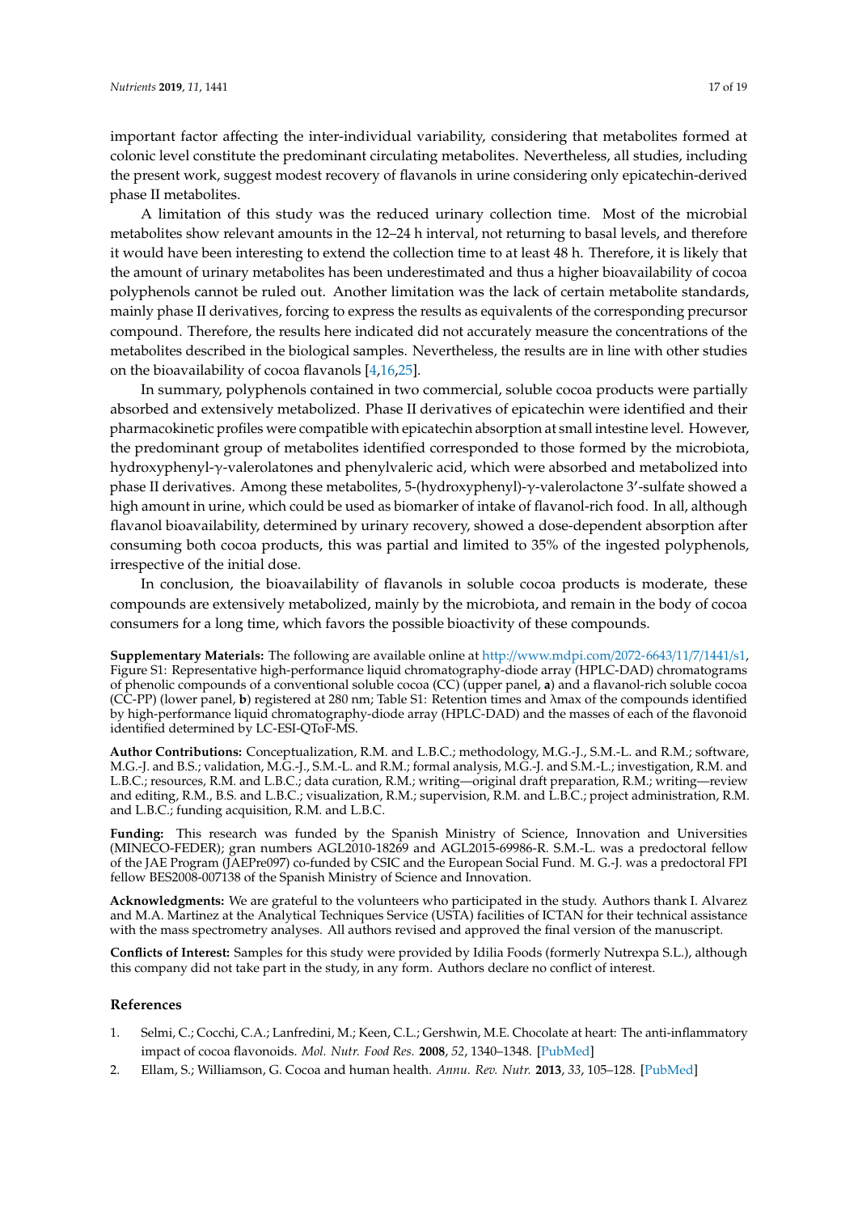important factor affecting the inter-individual variability, considering that metabolites formed at colonic level constitute the predominant circulating metabolites. Nevertheless, all studies, including the present work, suggest modest recovery of flavanols in urine considering only epicatechin-derived phase II metabolites.

A limitation of this study was the reduced urinary collection time. Most of the microbial metabolites show relevant amounts in the 12–24 h interval, not returning to basal levels, and therefore it would have been interesting to extend the collection time to at least 48 h. Therefore, it is likely that the amount of urinary metabolites has been underestimated and thus a higher bioavailability of cocoa polyphenols cannot be ruled out. Another limitation was the lack of certain metabolite standards, mainly phase II derivatives, forcing to express the results as equivalents of the corresponding precursor compound. Therefore, the results here indicated did not accurately measure the concentrations of the metabolites described in the biological samples. Nevertheless, the results are in line with other studies on the bioavailability of cocoa flavanols [4,16,25].

In summary, polyphenols contained in two commercial, soluble cocoa products were partially absorbed and extensively metabolized. Phase II derivatives of epicatechin were identified and their pharmacokinetic profiles were compatible with epicatechin absorption at small intestine level. However, the predominant group of metabolites identified corresponded to those formed by the microbiota, hydroxyphenyl-γ-valerolatones and phenylvaleric acid, which were absorbed and metabolized into phase II derivatives. Among these metabolites, 5-(hydroxyphenyl)-γ-valerolactone 3′-sulfate showed a high amount in urine, which could be used as biomarker of intake of flavanol-rich food. In all, although flavanol bioavailability, determined by urinary recovery, showed a dose-dependent absorption after consuming both cocoa products, this was partial and limited to 35% of the ingested polyphenols, irrespective of the initial dose.

In conclusion, the bioavailability of flavanols in soluble cocoa products is moderate, these compounds are extensively metabolized, mainly by the microbiota, and remain in the body of cocoa consumers for a long time, which favors the possible bioactivity of these compounds.

**Supplementary Materials:** The following are available online at http://www.mdpi.com/2072-6643/11/7/1441/s1, Figure S1: Representative high-performance liquid chromatography-diode array (HPLC-DAD) chromatograms of phenolic compounds of a conventional soluble cocoa (CC) (upper panel, **a**) and a flavanol-rich soluble cocoa (CC-PP) (lower panel, **b**) registered at 280 nm; Table S1: Retention times and λmax of the compounds identified by high-performance liquid chromatography-diode array (HPLC-DAD) and the masses of each of the flavonoid identified determined by LC-ESI-QToF-MS.

**Author Contributions:** Conceptualization, R.M. and L.B.C.; methodology, M.G.-J., S.M.-L. and R.M.; software, M.G.-J. and B.S.; validation, M.G.-J., S.M.-L. and R.M.; formal analysis, M.G.-J. and S.M.-L.; investigation, R.M. and L.B.C.; resources, R.M. and L.B.C.; data curation, R.M.; writing—original draft preparation, R.M.; writing—review and editing, R.M., B.S. and L.B.C.; visualization, R.M.; supervision, R.M. and L.B.C.; project administration, R.M. and L.B.C.; funding acquisition, R.M. and L.B.C.

**Funding:** This research was funded by the Spanish Ministry of Science, Innovation and Universities (MINECO-FEDER); gran numbers AGL2010-18269 and AGL2015-69986-R. S.M.-L. was a predoctoral fellow of the JAE Program (JAEPre097) co-funded by CSIC and the European Social Fund. M. G.-J. was a predoctoral FPI fellow BES2008-007138 of the Spanish Ministry of Science and Innovation.

**Acknowledgments:** We are grateful to the volunteers who participated in the study. Authors thank I. Alvarez and M.A. Martinez at the Analytical Techniques Service (USTA) facilities of ICTAN for their technical assistance with the mass spectrometry analyses. All authors revised and approved the final version of the manuscript.

**Conflicts of Interest:** Samples for this study were provided by Idilia Foods (formerly Nutrexpa S.L.), although this company did not take part in the study, in any form. Authors declare no conflict of interest.

## References

1. Selmi, C.; Cocchi, C.A.; Lanfredini, M.; Keen, C.L.; Gershwin, M.E. Chocolate at heart: The anti-inflammatory impact of cocoa flavanoids. *Mol. Nutr. Food Res.* **2008**, *52*, 1340–1348. [PubMed]
2. Ellam, S.; Williamson, G. Cocoa and human health. *Annu. Rev. Nutr.* **2013**, *33*, 105–128. [PubMed]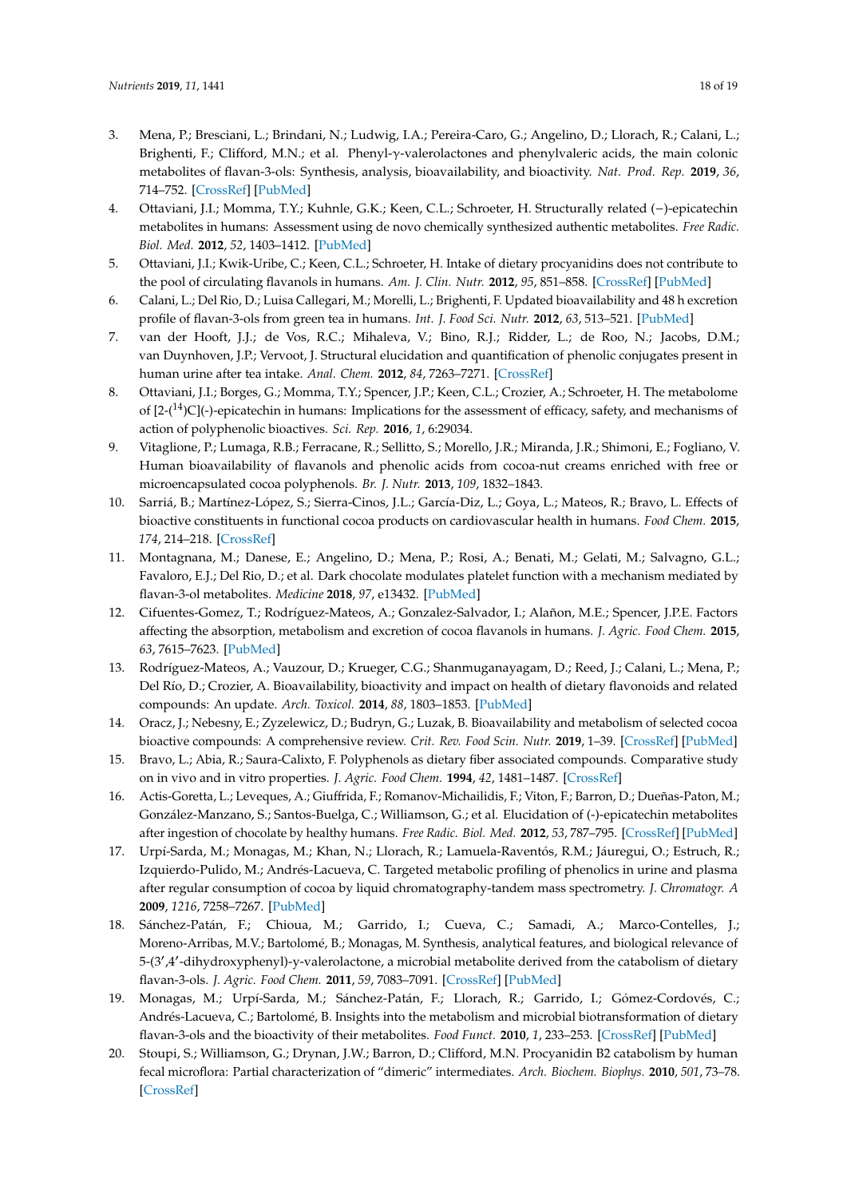3. Mena, P.; Bresciani, L.; Brindani, N.; Ludwig, I.A.; Pereira-Caro, G.; Angelino, D.; Llorach, R.; Calani, L.; Brighenti, F.; Clifford, M.N.; et al. Phenyl-γ-valerolactones and phenylvaleric acids, the main colonic metabolites of flavan-3-ols: Synthesis, analysis, bioavailability, and bioactivity. *Nat. Prod. Rep.* **2019**, *36*, 714–752. [CrossRef] [PubMed]
4. Ottaviani, J.I.; Momma, T.Y.; Kuhnle, G.K.; Keen, C.L.; Schroeter, H. Structurally related (−)-epicatechin metabolites in humans: Assessment using de novo chemically synthesized authentic metabolites. *Free Radic. Biol. Med.* **2012**, *52*, 1403–1412. [PubMed]
5. Ottaviani, J.I.; Kwik-Uribe, C.; Keen, C.L.; Schroeter, H. Intake of dietary procyanidins does not contribute to the pool of circulating flavanols in humans. *Am. J. Clin. Nutr.* **2012**, *95*, 851–858. [CrossRef] [PubMed]
6. Calani, L.; Del Rio, D.; Luisa Callegari, M.; Morelli, L.; Brighenti, F. Updated bioavailability and 48 h excretion profile of flavan-3-ols from green tea in humans. *Int. J. Food Sci. Nutr.* **2012**, *63*, 513–521. [PubMed]
7. van der Hooft, J.J.; de Vos, R.C.; Mihaleva, V.; Bino, R.J.; Ridder, L.; de Roo, N.; Jacobs, D.M.; van Duynhoven, J.P.; Vervoot, J. Structural elucidation and quantification of phenolic conjugates present in human urine after tea intake. *Anal. Chem.* **2012**, *84*, 7263–7271. [CrossRef]
8. Ottaviani, J.I.; Borges, G.; Momma, T.Y.; Spencer, J.P.; Keen, C.L.; Crozier, A.; Schroeter, H. The metabolome of [2-($^{14}$)C](-)-epicatechin in humans: Implications for the assessment of efficacy, safety, and mechanisms of action of polyphenolic bioactives. *Sci. Rep.* **2016**, *1*, 6:29034.
9. Vitaglione, P.; Lumaga, R.B.; Ferracane, R.; Sellitto, S.; Morello, J.R.; Miranda, J.R.; Shimoni, E.; Fogliano, V. Human bioavailability of flavanols and phenolic acids from cocoa-nut creams enriched with free or microencapsulated cocoa polyphenols. *Br. J. Nutr.* **2013**, *109*, 1832–1843.
10. Sarriá, B.; Martínez-López, S.; Sierra-Cinos, J.L.; García-Diz, L.; Goya, L.; Mateos, R.; Bravo, L. Effects of bioactive constituents in functional cocoa products on cardiovascular health in humans. *Food Chem.* **2015**, *174*, 214–218. [CrossRef]
11. Montagnana, M.; Danese, E.; Angelino, D.; Mena, P.; Rosi, A.; Benati, M.; Gelati, M.; Salvagno, G.L.; Favaloro, E.J.; Del Rio, D.; et al. Dark chocolate modulates platelet function with a mechanism mediated by flavan-3-ol metabolites. *Medicine* **2018**, *97*, e13432. [PubMed]
12. Cifuentes-Gomez, T.; Rodríguez-Mateos, A.; Gonzalez-Salvador, I.; Alañon, M.E.; Spencer, J.P.E. Factors affecting the absorption, metabolism and excretion of cocoa flavanols in humans. *J. Agric. Food Chem.* **2015**, *63*, 7615–7623. [PubMed]
13. Rodríguez-Mateos, A.; Vauzour, D.; Krueger, C.G.; Shanmuganayagam, D.; Reed, J.; Calani, L.; Mena, P.; Del Río, D.; Crozier, A. Bioavailability, bioactivity and impact on health of dietary flavonoids and related compounds: An update. *Arch. Toxicol.* **2014**, *88*, 1803–1853. [PubMed]
14. Oracz, J.; Nebesny, E.; Zyzelewicz, D.; Budryn, G.; Luzak, B. Bioavailability and metabolism of selected cocoa bioactive compounds: A comprehensive review. *Crit. Rev. Food Scin. Nutr.* **2019**, 1–39. [CrossRef] [PubMed]
15. Bravo, L.; Abia, R.; Saura-Calixto, F. Polyphenols as dietary fiber associated compounds. Comparative study on in vivo and in vitro properties. *J. Agric. Food Chem.* **1994**, *42*, 1481–1487. [CrossRef]
16. Actis-Goretta, L.; Leveques, A.; Giuffrida, F.; Romanov-Michailidis, F.; Viton, F.; Barron, D.; Dueñas-Paton, M.; González-Manzano, S.; Santos-Buelga, C.; Williamson, G.; et al. Elucidation of (-)-epicatechin metabolites after ingestion of chocolate by healthy humans. *Free Radic. Biol. Med.* **2012**, *53*, 787–795. [CrossRef] [PubMed]
17. Urpí-Sarda, M.; Monagas, M.; Khan, N.; Llorach, R.; Lamuela-Raventós, R.M.; Jáuregui, O.; Estruch, R.; Izquierdo-Pulido, M.; Andrés-Lacueva, C. Targeted metabolic profiling of phenolics in urine and plasma after regular consumption of cocoa by liquid chromatography-tandem mass spectrometry. *J. Chromatogr. A* **2009**, *1216*, 7258–7267. [PubMed]
18. Sánchez-Patán, F.; Chioua, M.; Garrido, I.; Cueva, C.; Samadi, A.; Marco-Contelles, J.; Moreno-Arribas, M.V.; Bartolomé, B.; Monagas, M. Synthesis, analytical features, and biological relevance of 5-(3′,4′-dihydroxyphenyl)-γ-valerolactone, a microbial metabolite derived from the catabolism of dietary flavan-3-ols. *J. Agric. Food Chem.* **2011**, *59*, 7083–7091. [CrossRef] [PubMed]
19. Monagas, M.; Urpí-Sarda, M.; Sánchez-Patán, F.; Llorach, R.; Garrido, I.; Gómez-Cordovés, C.; Andrés-Lacueva, C.; Bartolomé, B. Insights into the metabolism and microbial biotransformation of dietary flavan-3-ols and the bioactivity of their metabolites. *Food Funct.* **2010**, *1*, 233–253. [CrossRef] [PubMed]
20. Stoupi, S.; Williamson, G.; Drynan, J.W.; Barron, D.; Clifford, M.N. Procyanidin B2 catabolism by human fecal microflora: Partial characterization of "dimeric" intermediates. *Arch. Biochem. Biophys.* **2010**, *501*, 73–78. [CrossRef]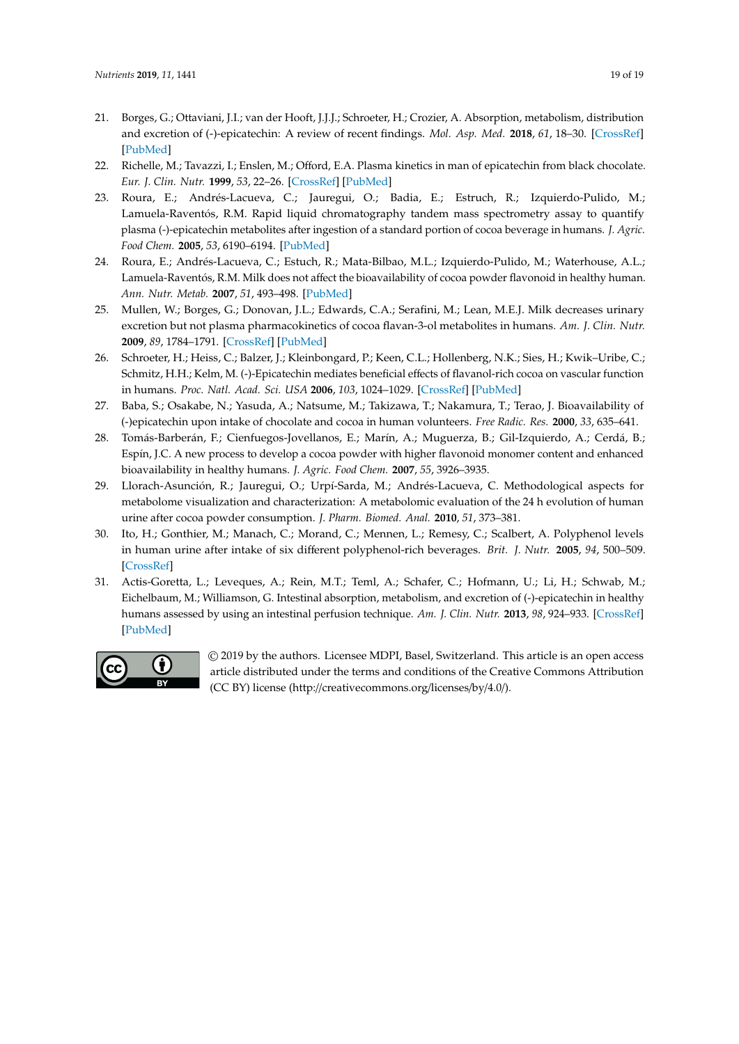21. Borges, G.; Ottaviani, J.I.; van der Hooft, J.J.J.; Schroeter, H.; Crozier, A. Absorption, metabolism, distribution and excretion of (-)-epicatechin: A review of recent findings. *Mol. Asp. Med.* **2018**, *61*, 18–30. [CrossRef] [PubMed]
22. Richelle, M.; Tavazzi, I.; Enslen, M.; Offord, E.A. Plasma kinetics in man of epicatechin from black chocolate. *Eur. J. Clin. Nutr.* **1999**, *53*, 22–26. [CrossRef] [PubMed]
23. Roura, E.; Andrés-Lacueva, C.; Jauregui, O.; Badia, E.; Estruch, R.; Izquierdo-Pulido, M.; Lamuela-Raventós, R.M. Rapid liquid chromatography tandem mass spectrometry assay to quantify plasma (-)-epicatechin metabolites after ingestion of a standard portion of cocoa beverage in humans. *J. Agric. Food Chem.* **2005**, *53*, 6190–6194. [PubMed]
24. Roura, E.; Andrés-Lacueva, C.; Estuch, R.; Mata-Bilbao, M.L.; Izquierdo-Pulido, M.; Waterhouse, A.L.; Lamuela-Raventós, R.M. Milk does not affect the bioavailability of cocoa powder flavonoid in healthy human. *Ann. Nutr. Metab.* **2007**, *51*, 493–498. [PubMed]
25. Mullen, W.; Borges, G.; Donovan, J.L.; Edwards, C.A.; Serafini, M.; Lean, M.E.J. Milk decreases urinary excretion but not plasma pharmacokinetics of cocoa flavan-3-ol metabolites in humans. *Am. J. Clin. Nutr.* **2009**, *89*, 1784–1791. [CrossRef] [PubMed]
26. Schroeter, H.; Heiss, C.; Balzer, J.; Kleinbongard, P.; Keen, C.L.; Hollenberg, N.K.; Sies, H.; Kwik–Uribe, C.; Schmitz, H.H.; Kelm, M. (-)-Epicatechin mediates beneficial effects of flavanol-rich cocoa on vascular function in humans. *Proc. Natl. Acad. Sci. USA* **2006**, *103*, 1024–1029. [CrossRef] [PubMed]
27. Baba, S.; Osakabe, N.; Yasuda, A.; Natsume, M.; Takizawa, T.; Nakamura, T.; Terao, J. Bioavailability of (-)epicatechin upon intake of chocolate and cocoa in human volunteers. *Free Radic. Res.* **2000**, *33*, 635–641.
28. Tomás-Barberán, F.; Cienfuegos-Jovellanos, E.; Marín, A.; Muguerza, B.; Gil-Izquierdo, A.; Cerdá, B.; Espín, J.C. A new process to develop a cocoa powder with higher flavonoid monomer content and enhanced bioavailability in healthy humans. *J. Agric. Food Chem.* **2007**, *55*, 3926–3935.
29. Llorach-Asunción, R.; Jauregui, O.; Urpí-Sarda, M.; Andrés-Lacueva, C. Methodological aspects for metabolome visualization and characterization: A metabolomic evaluation of the 24 h evolution of human urine after cocoa powder consumption. *J. Pharm. Biomed. Anal.* **2010**, *51*, 373–381.
30. Ito, H.; Gonthier, M.; Manach, C.; Morand, C.; Mennen, L.; Remesy, C.; Scalbert, A. Polyphenol levels in human urine after intake of six different polyphenol-rich beverages. *Brit. J. Nutr.* **2005**, *94*, 500–509. [CrossRef]
31. Actis-Goretta, L.; Leveques, A.; Rein, M.T.; Teml, A.; Schafer, C.; Hofmann, U.; Li, H.; Schwab, M.; Eichelbaum, M.; Williamson, G. Intestinal absorption, metabolism, and excretion of (-)-epicatechin in healthy humans assessed by using an intestinal perfusion technique. *Am. J. Clin. Nutr.* **2013**, *98*, 924–933. [CrossRef] [PubMed]

© 2019 by the authors. Licensee MDPI, Basel, Switzerland. This article is an open access article distributed under the terms and conditions of the Creative Commons Attribution (CC BY) license (http://creativecommons.org/licenses/by/4.0/).